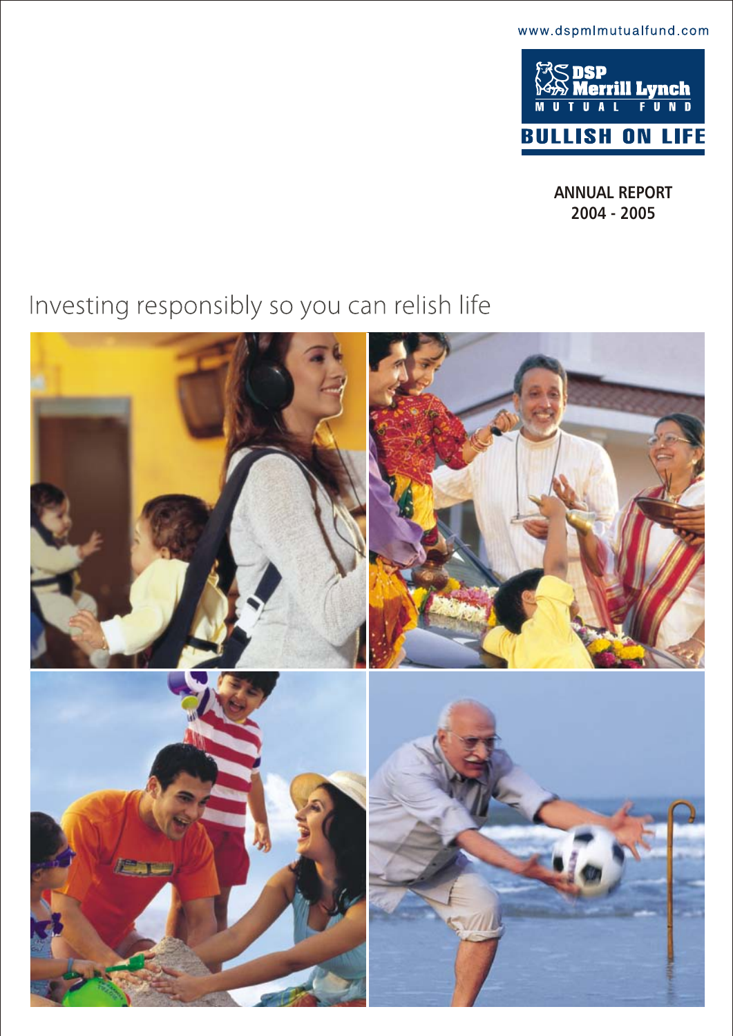www.dspmlmutualfund.com

**DSP Merrill Lynch**
**MUTUAL FUND**

**BULLISH ON LIFE**

**ANNUAL REPORT**
**2004 - 2005**

Investing responsibly so you can relish life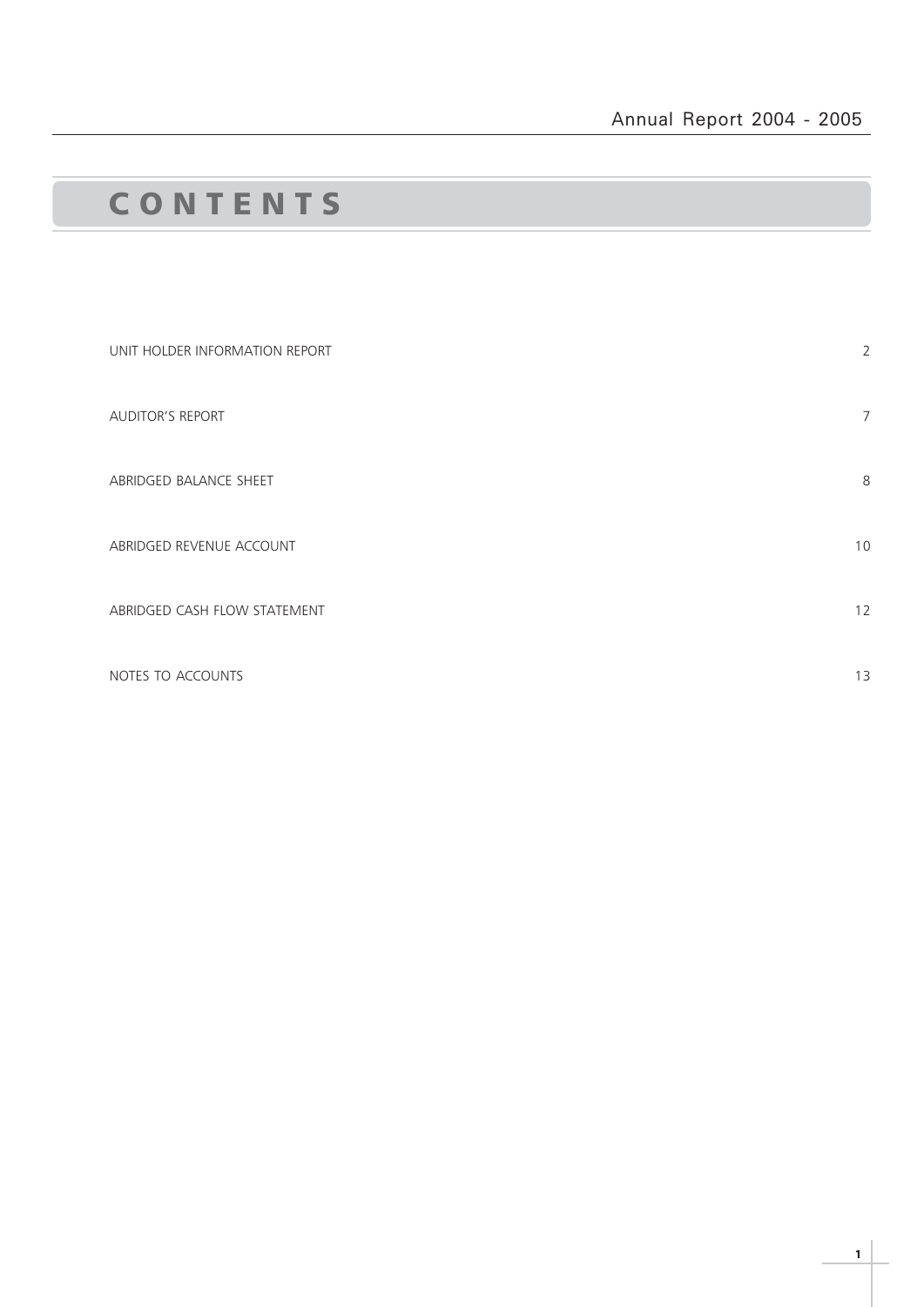# CONTENTS

| | |
|---|---|
| UNIT HOLDER INFORMATION REPORT | 2 |
| AUDITOR'S REPORT | 7 |
| ABRIDGED BALANCE SHEET | 8 |
| ABRIDGED REVENUE ACCOUNT | 10 |
| ABRIDGED CASH FLOW STATEMENT | 12 |
| NOTES TO ACCOUNTS | 13 |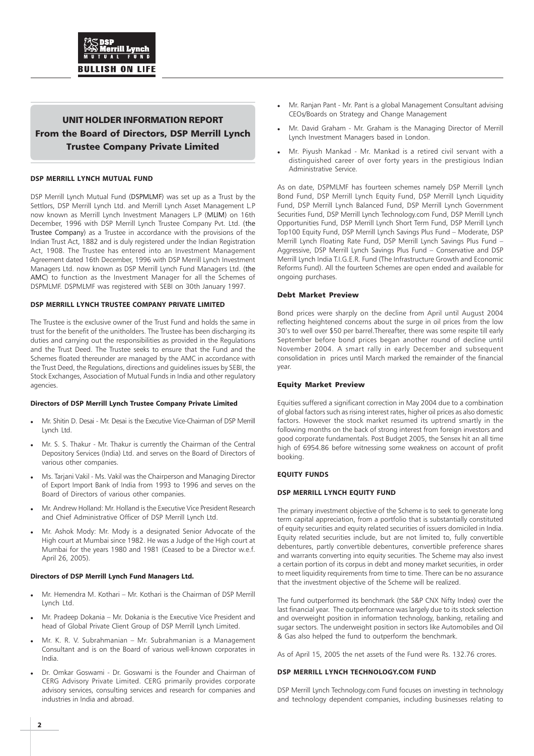## UNIT HOLDER INFORMATION REPORT
## From the Board of Directors, DSP Merrill Lynch Trustee Company Private Limited

### DSP MERRILL LYNCH MUTUAL FUND

DSP Merrill Lynch Mutual Fund (DSPMLMF) was set up as a Trust by the Settlors, DSP Merrill Lynch Ltd. and Merrill Lynch Asset Management L.P now known as Merrill Lynch Investment Managers L.P (MLIM) on 16th December, 1996 with DSP Merrill Lynch Trustee Company Pvt. Ltd. (the Trustee Company) as a Trustee in accordance with the provisions of the Indian Trust Act, 1882 and is duly registered under the Indian Registration Act, 1908. The Trustee has entered into an Investment Management Agreement dated 16th December, 1996 with DSP Merrill Lynch Investment Managers Ltd. now known as DSP Merrill Lynch Fund Managers Ltd. (the AMC) to function as the Investment Manager for all the Schemes of DSPMLMF. DSPMLMF was registered with SEBI on 30th January 1997.

### DSP MERRILL LYNCH TRUSTEE COMPANY PRIVATE LIMITED

The Trustee is the exclusive owner of the Trust Fund and holds the same in trust for the benefit of the unitholders. The Trustee has been discharging its duties and carrying out the responsibilities as provided in the Regulations and the Trust Deed. The Trustee seeks to ensure that the Fund and the Schemes floated thereunder are managed by the AMC in accordance with the Trust Deed, the Regulations, directions and guidelines issues by SEBI, the Stock Exchanges, Association of Mutual Funds in India and other regulatory agencies.

#### Directors of DSP Merrill Lynch Trustee Company Private Limited

- Mr. Shitin D. Desai - Mr. Desai is the Executive Vice-Chairman of DSP Merrill Lynch Ltd.
- Mr. S. S. Thakur - Mr. Thakur is currently the Chairman of the Central Depository Services (India) Ltd. and serves on the Board of Directors of various other companies.
- Ms. Tarjani Vakil - Ms. Vakil was the Chairperson and Managing Director of Export Import Bank of India from 1993 to 1996 and serves on the Board of Directors of various other companies.
- Mr. Andrew Holland: Mr. Holland is the Executive Vice President Research and Chief Administrative Officer of DSP Merrill Lynch Ltd.
- Mr. Ashok Mody: Mr. Mody is a designated Senior Advocate of the High court at Mumbai since 1982. He was a Judge of the High court at Mumbai for the years 1980 and 1981 (Ceased to be a Director w.e.f. April 26, 2005).

#### Directors of DSP Merrill Lynch Fund Managers Ltd.

- Mr. Hemendra M. Kothari – Mr. Kothari is the Chairman of DSP Merrill Lynch Ltd.
- Mr. Pradeep Dokania – Mr. Dokania is the Executive Vice President and head of Global Private Client Group of DSP Merrill Lynch Limited.
- Mr. K. R. V. Subrahmanian – Mr. Subrahmanian is a Management Consultant and is on the Board of various well-known corporates in India.
- Dr. Omkar Goswami - Dr. Goswami is the Founder and Chairman of CERG Advisory Private Limited. CERG primarily provides corporate advisory services, consulting services and research for companies and industries in India and abroad.
- Mr. Ranjan Pant - Mr. Pant is a global Management Consultant advising CEOs/Boards on Strategy and Change Management
- Mr. David Graham - Mr. Graham is the Managing Director of Merrill Lynch Investment Managers based in London.
- Mr. Piyush Mankad - Mr. Mankad is a retired civil servant with a distinguished career of over forty years in the prestigious Indian Administrative Service.

As on date, DSPMLMF has fourteen schemes namely DSP Merrill Lynch Bond Fund, DSP Merrill Lynch Equity Fund, DSP Merrill Lynch Liquidity Fund, DSP Merrill Lynch Balanced Fund, DSP Merrill Lynch Government Securities Fund, DSP Merrill Lynch Technology.com Fund, DSP Merrill Lynch Opportunities Fund, DSP Merrill Lynch Short Term Fund, DSP Merrill Lynch Top100 Equity Fund, DSP Merrill Lynch Savings Plus Fund – Moderate, DSP Merrill Lynch Floating Rate Fund, DSP Merrill Lynch Savings Plus Fund – Aggressive, DSP Merrill Lynch Savings Plus Fund – Conservative and DSP Merrill Lynch India T.I.G.E.R. Fund (The Infrastructure Growth and Economic Reforms Fund). All the fourteen Schemes are open ended and available for ongoing purchases.

### Debt Market Preview

Bond prices were sharply on the decline from April until August 2004 reflecting heightened concerns about the surge in oil prices from the low 30's to well over $50 per barrel.Thereafter, there was some respite till early September before bond prices began another round of decline until November 2004. A smart rally in early December and subsequent consolidation in prices until March marked the remainder of the financial year.

### Equity Market Preview

Equities suffered a significant correction in May 2004 due to a combination of global factors such as rising interest rates, higher oil prices as also domestic factors. However the stock market resumed its uptrend smartly in the following months on the back of strong interest from foreign investors and good corporate fundamentals. Post Budget 2005, the Sensex hit an all time high of 6954.86 before witnessing some weakness on account of profit booking.

### EQUITY FUNDS

### DSP MERRILL LYNCH EQUITY FUND

The primary investment objective of the Scheme is to seek to generate long term capital appreciation, from a portfolio that is substantially constituted of equity securities and equity related securities of issuers domiciled in India. Equity related securities include, but are not limited to, fully convertible debentures, partly convertible debentures, convertible preference shares and warrants converting into equity securities. The Scheme may also invest a certain portion of its corpus in debt and money market securities, in order to meet liquidity requirements from time to time. There can be no assurance that the investment objective of the Scheme will be realized.

The fund outperformed its benchmark (the S&P CNX Nifty Index) over the last financial year. The outperformance was largely due to its stock selection and overweight position in information technology, banking, retailing and sugar sectors. The underweight position in sectors like Automobiles and Oil & Gas also helped the fund to outperform the benchmark.

As of April 15, 2005 the net assets of the Fund were Rs. 132.76 crores.

### DSP MERRILL LYNCH TECHNOLOGY.COM FUND

DSP Merrill Lynch Technology.com Fund focuses on investing in technology and technology dependent companies, including businesses relating to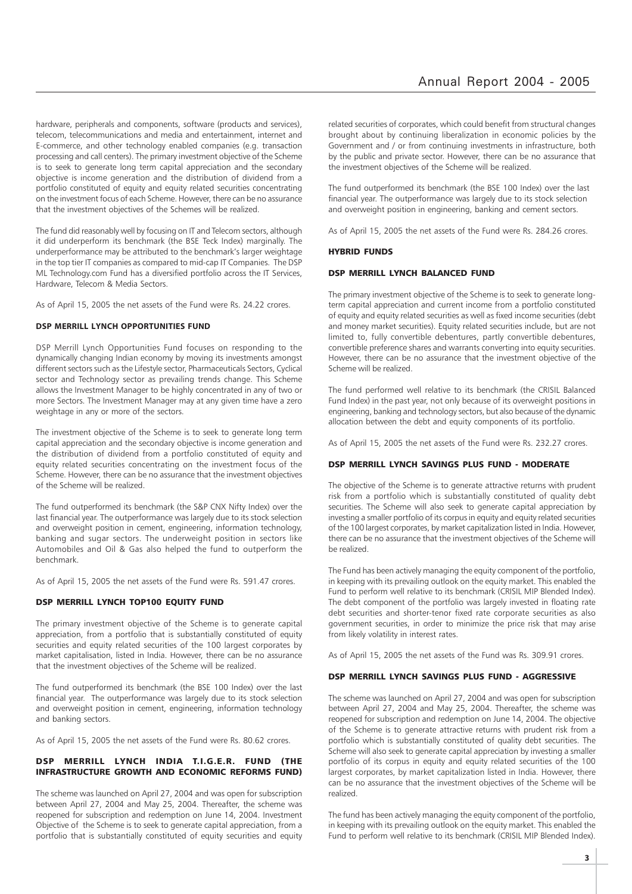hardware, peripherals and components, software (products and services), telecom, telecommunications and media and entertainment, internet and E-commerce, and other technology enabled companies (e.g. transaction processing and call centers). The primary investment objective of the Scheme is to seek to generate long term capital appreciation and the secondary objective is income generation and the distribution of dividend from a portfolio constituted of equity and equity related securities concentrating on the investment focus of each Scheme. However, there can be no assurance that the investment objectives of the Schemes will be realized.

The fund did reasonably well by focusing on IT and Telecom sectors, although it did underperform its benchmark (the BSE Teck Index) marginally. The underperformance may be attributed to the benchmark's larger weightage in the top tier IT companies as compared to mid-cap IT Companies. The DSP ML Technology.com Fund has a diversified portfolio across the IT Services, Hardware, Telecom & Media Sectors.

As of April 15, 2005 the net assets of the Fund were Rs. 24.22 crores.

### DSP MERRILL LYNCH OPPORTUNITIES FUND

DSP Merrill Lynch Opportunities Fund focuses on responding to the dynamically changing Indian economy by moving its investments amongst different sectors such as the Lifestyle sector, Pharmaceuticals Sectors, Cyclical sector and Technology sector as prevailing trends change. This Scheme allows the Investment Manager to be highly concentrated in any of two or more Sectors. The Investment Manager may at any given time have a zero weightage in any or more of the sectors.

The investment objective of the Scheme is to seek to generate long term capital appreciation and the secondary objective is income generation and the distribution of dividend from a portfolio constituted of equity and equity related securities concentrating on the investment focus of the Scheme. However, there can be no assurance that the investment objectives of the Scheme will be realized.

The fund outperformed its benchmark (the S&P CNX Nifty Index) over the last financial year. The outperformance was largely due to its stock selection and overweight position in cement, engineering, information technology, banking and sugar sectors. The underweight position in sectors like Automobiles and Oil & Gas also helped the fund to outperform the benchmark.

As of April 15, 2005 the net assets of the Fund were Rs. 591.47 crores.

### DSP MERRILL LYNCH TOP100 EQUITY FUND

The primary investment objective of the Scheme is to generate capital appreciation, from a portfolio that is substantially constituted of equity securities and equity related securities of the 100 largest corporates by market capitalisation, listed in India. However, there can be no assurance that the investment objectives of the Scheme will be realized.

The fund outperformed its benchmark (the BSE 100 Index) over the last financial year. The outperformance was largely due to its stock selection and overweight position in cement, engineering, information technology and banking sectors.

As of April 15, 2005 the net assets of the Fund were Rs. 80.62 crores.

### DSP MERRILL LYNCH INDIA T.I.G.E.R. FUND (THE INFRASTRUCTURE GROWTH AND ECONOMIC REFORMS FUND)

The scheme was launched on April 27, 2004 and was open for subscription between April 27, 2004 and May 25, 2004. Thereafter, the scheme was reopened for subscription and redemption on June 14, 2004. Investment Objective of the Scheme is to seek to generate capital appreciation, from a portfolio that is substantially constituted of equity securities and equity related securities of corporates, which could benefit from structural changes brought about by continuing liberalization in economic policies by the Government and / or from continuing investments in infrastructure, both by the public and private sector. However, there can be no assurance that the investment objectives of the Scheme will be realized.

The fund outperformed its benchmark (the BSE 100 Index) over the last financial year. The outperformance was largely due to its stock selection and overweight position in engineering, banking and cement sectors.

As of April 15, 2005 the net assets of the Fund were Rs. 284.26 crores.

## HYBRID FUNDS

### DSP MERRILL LYNCH BALANCED FUND

The primary investment objective of the Scheme is to seek to generate long-term capital appreciation and current income from a portfolio constituted of equity and equity related securities as well as fixed income securities (debt and money market securities). Equity related securities include, but are not limited to, fully convertible debentures, partly convertible debentures, convertible preference shares and warrants converting into equity securities. However, there can be no assurance that the investment objective of the Scheme will be realized.

The fund performed well relative to its benchmark (the CRISIL Balanced Fund Index) in the past year, not only because of its overweight positions in engineering, banking and technology sectors, but also because of the dynamic allocation between the debt and equity components of its portfolio.

As of April 15, 2005 the net assets of the Fund were Rs. 232.27 crores.

### DSP MERRILL LYNCH SAVINGS PLUS FUND - MODERATE

The objective of the Scheme is to generate attractive returns with prudent risk from a portfolio which is substantially constituted of quality debt securities. The Scheme will also seek to generate capital appreciation by investing a smaller portfolio of its corpus in equity and equity related securities of the 100 largest corporates, by market capitalization listed in India. However, there can be no assurance that the investment objectives of the Scheme will be realized.

The Fund has been actively managing the equity component of the portfolio, in keeping with its prevailing outlook on the equity market. This enabled the Fund to perform well relative to its benchmark (CRISIL MIP Blended Index). The debt component of the portfolio was largely invested in floating rate debt securities and shorter-tenor fixed rate corporate securities as also government securities, in order to minimize the price risk that may arise from likely volatility in interest rates.

As of April 15, 2005 the net assets of the Fund was Rs. 309.91 crores.

### DSP MERRILL LYNCH SAVINGS PLUS FUND - AGGRESSIVE

The scheme was launched on April 27, 2004 and was open for subscription between April 27, 2004 and May 25, 2004. Thereafter, the scheme was reopened for subscription and redemption on June 14, 2004. The objective of the Scheme is to generate attractive returns with prudent risk from a portfolio which is substantially constituted of quality debt securities. The Scheme will also seek to generate capital appreciation by investing a smaller portfolio of its corpus in equity and equity related securities of the 100 largest corporates, by market capitalization listed in India. However, there can be no assurance that the investment objectives of the Scheme will be realized.

The fund has been actively managing the equity component of the portfolio, in keeping with its prevailing outlook on the equity market. This enabled the Fund to perform well relative to its benchmark (CRISIL MIP Blended Index).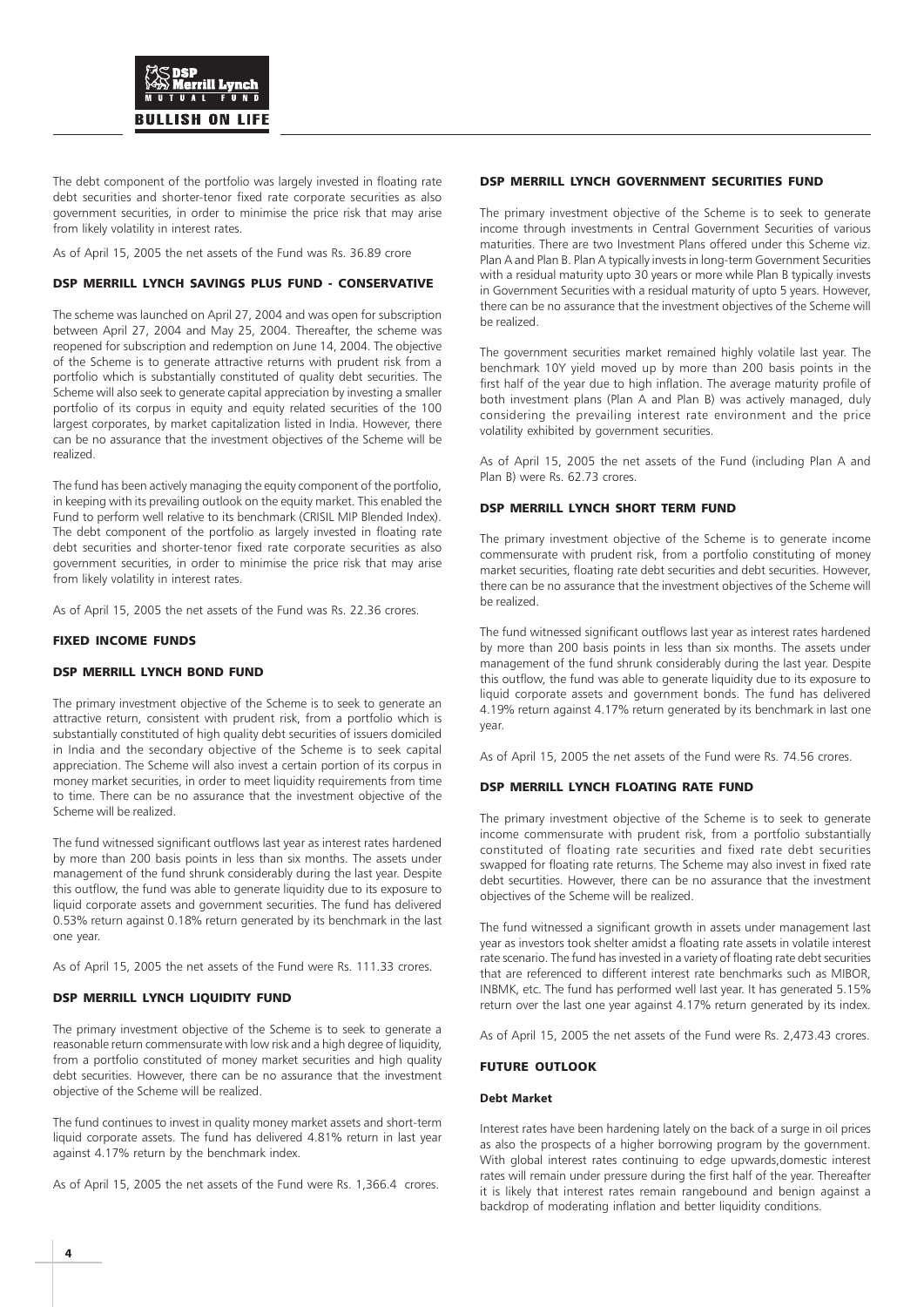The debt component of the portfolio was largely invested in floating rate debt securities and shorter-tenor fixed rate corporate securities as also government securities, in order to minimise the price risk that may arise from likely volatility in interest rates.

As of April 15, 2005 the net assets of the Fund was Rs. 36.89 crore

### DSP MERRILL LYNCH SAVINGS PLUS FUND - CONSERVATIVE

The scheme was launched on April 27, 2004 and was open for subscription between April 27, 2004 and May 25, 2004. Thereafter, the scheme was reopened for subscription and redemption on June 14, 2004. The objective of the Scheme is to generate attractive returns with prudent risk from a portfolio which is substantially constituted of quality debt securities. The Scheme will also seek to generate capital appreciation by investing a smaller portfolio of its corpus in equity and equity related securities of the 100 largest corporates, by market capitalization listed in India. However, there can be no assurance that the investment objectives of the Scheme will be realized.

The fund has been actively managing the equity component of the portfolio, in keeping with its prevailing outlook on the equity market. This enabled the Fund to perform well relative to its benchmark (CRISIL MIP Blended Index). The debt component of the portfolio as largely invested in floating rate debt securities and shorter-tenor fixed rate corporate securities as also government securities, in order to minimise the price risk that may arise from likely volatility in interest rates.

As of April 15, 2005 the net assets of the Fund was Rs. 22.36 crores.

## FIXED INCOME FUNDS

### DSP MERRILL LYNCH BOND FUND

The primary investment objective of the Scheme is to seek to generate an attractive return, consistent with prudent risk, from a portfolio which is substantially constituted of high quality debt securities of issuers domiciled in India and the secondary objective of the Scheme is to seek capital appreciation. The Scheme will also invest a certain portion of its corpus in money market securities, in order to meet liquidity requirements from time to time. There can be no assurance that the investment objective of the Scheme will be realized.

The fund witnessed significant outflows last year as interest rates hardened by more than 200 basis points in less than six months. The assets under management of the fund shrunk considerably during the last year. Despite this outflow, the fund was able to generate liquidity due to its exposure to liquid corporate assets and government securities. The fund has delivered 0.53% return against 0.18% return generated by its benchmark in the last one year.

As of April 15, 2005 the net assets of the Fund were Rs. 111.33 crores.

### DSP MERRILL LYNCH LIQUIDITY FUND

The primary investment objective of the Scheme is to seek to generate a reasonable return commensurate with low risk and a high degree of liquidity, from a portfolio constituted of money market securities and high quality debt securities. However, there can be no assurance that the investment objective of the Scheme will be realized.

The fund continues to invest in quality money market assets and short-term liquid corporate assets. The fund has delivered 4.81% return in last year against 4.17% return by the benchmark index.

As of April 15, 2005 the net assets of the Fund were Rs. 1,366.4 crores.

### DSP MERRILL LYNCH GOVERNMENT SECURITIES FUND

The primary investment objective of the Scheme is to seek to generate income through investments in Central Government Securities of various maturities. There are two Investment Plans offered under this Scheme viz. Plan A and Plan B. Plan A typically invests in long-term Government Securities with a residual maturity upto 30 years or more while Plan B typically invests in Government Securities with a residual maturity of upto 5 years. However, there can be no assurance that the investment objectives of the Scheme will be realized.

The government securities market remained highly volatile last year. The benchmark 10Y yield moved up by more than 200 basis points in the first half of the year due to high inflation. The average maturity profile of both investment plans (Plan A and Plan B) was actively managed, duly considering the prevailing interest rate environment and the price volatility exhibited by government securities.

As of April 15, 2005 the net assets of the Fund (including Plan A and Plan B) were Rs. 62.73 crores.

### DSP MERRILL LYNCH SHORT TERM FUND

The primary investment objective of the Scheme is to generate income commensurate with prudent risk, from a portfolio constituting of money market securities, floating rate debt securities and debt securities. However, there can be no assurance that the investment objectives of the Scheme will be realized.

The fund witnessed significant outflows last year as interest rates hardened by more than 200 basis points in less than six months. The assets under management of the fund shrunk considerably during the last year. Despite this outflow, the fund was able to generate liquidity due to its exposure to liquid corporate assets and government bonds. The fund has delivered 4.19% return against 4.17% return generated by its benchmark in last one year.

As of April 15, 2005 the net assets of the Fund were Rs. 74.56 crores.

### DSP MERRILL LYNCH FLOATING RATE FUND

The primary investment objective of the Scheme is to seek to generate income commensurate with prudent risk, from a portfolio substantially constituted of floating rate securities and fixed rate debt securities swapped for floating rate returns. The Scheme may also invest in fixed rate debt securities. However, there can be no assurance that the investment objectives of the Scheme will be realized.

The fund witnessed a significant growth in assets under management last year as investors took shelter amidst a floating rate assets in volatile interest rate scenario. The fund has invested in a variety of floating rate debt securities that are referenced to different interest rate benchmarks such as MIBOR, INBMK, etc. The fund has performed well last year. It has generated 5.15% return over the last one year against 4.17% return generated by its index.

As of April 15, 2005 the net assets of the Fund were Rs. 2,473.43 crores.

## FUTURE OUTLOOK

#### Debt Market

Interest rates have been hardening lately on the back of a surge in oil prices as also the prospects of a higher borrowing program by the government. With global interest rates continuing to edge upwards,domestic interest rates will remain under pressure during the first half of the year. Thereafter it is likely that interest rates remain rangebound and benign against a backdrop of moderating inflation and better liquidity conditions.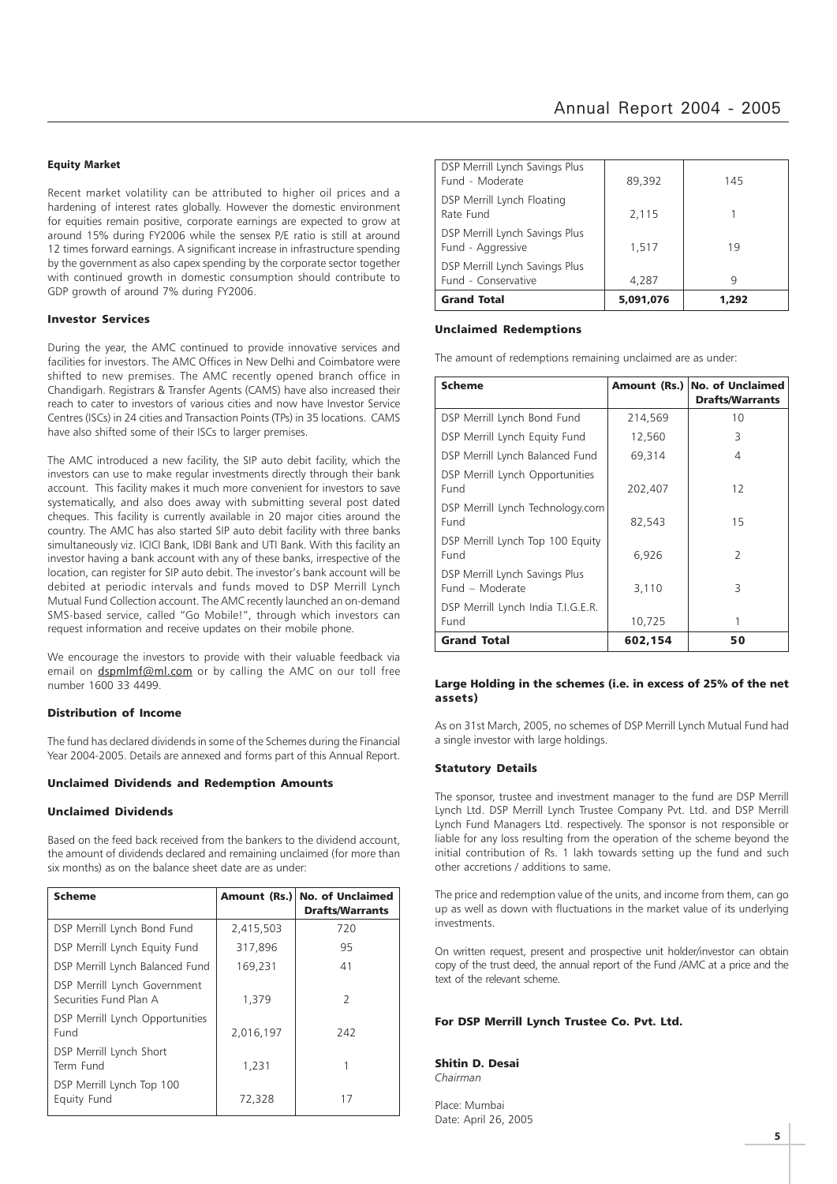#### Equity Market

Recent market volatility can be attributed to higher oil prices and a hardening of interest rates globally. However the domestic environment for equities remain positive, corporate earnings are expected to grow at around 15% during FY2006 while the sensex P/E ratio is still at around 12 times forward earnings. A significant increase in infrastructure spending by the government as also capex spending by the corporate sector together with continued growth in domestic consumption should contribute to GDP growth of around 7% during FY2006.

#### Investor Services

During the year, the AMC continued to provide innovative services and facilities for investors. The AMC Offices in New Delhi and Coimbatore were shifted to new premises. The AMC recently opened branch office in Chandigarh. Registrars & Transfer Agents (CAMS) have also increased their reach to cater to investors of various cities and now have Investor Service Centres (ISCs) in 24 cities and Transaction Points (TPs) in 35 locations. CAMS have also shifted some of their ISCs to larger premises.

The AMC introduced a new facility, the SIP auto debit facility, which the investors can use to make regular investments directly through their bank account. This facility makes it much more convenient for investors to save systematically, and also does away with submitting several post dated cheques. This facility is currently available in 20 major cities around the country. The AMC has also started SIP auto debit facility with three banks simultaneously viz. ICICI Bank, IDBI Bank and UTI Bank. With this facility an investor having a bank account with any of these banks, irrespective of the location, can register for SIP auto debit. The investor's bank account will be debited at periodic intervals and funds moved to DSP Merrill Lynch Mutual Fund Collection account. The AMC recently launched an on-demand SMS-based service, called "Go Mobile!", through which investors can request information and receive updates on their mobile phone.

We encourage the investors to provide with their valuable feedback via email on dspmlmf@ml.com or by calling the AMC on our toll free number 1600 33 4499.

#### Distribution of Income

The fund has declared dividends in some of the Schemes during the Financial Year 2004-2005. Details are annexed and forms part of this Annual Report.

#### Unclaimed Dividends and Redemption Amounts

#### Unclaimed Dividends

Based on the feed back received from the bankers to the dividend account, the amount of dividends declared and remaining unclaimed (for more than six months) as on the balance sheet date are as under:

| Scheme | Amount (Rs.) | No. of Unclaimed Drafts/Warrants |
|---|---|---|
| DSP Merrill Lynch Bond Fund | 2,415,503 | 720 |
| DSP Merrill Lynch Equity Fund | 317,896 | 95 |
| DSP Merrill Lynch Balanced Fund | 169,231 | 41 |
| DSP Merrill Lynch Government Securities Fund Plan A | 1,379 | 2 |
| DSP Merrill Lynch Opportunities Fund | 2,016,197 | 242 |
| DSP Merrill Lynch Short Term Fund | 1,231 | 1 |
| DSP Merrill Lynch Top 100 Equity Fund | 72,328 | 17 |
| DSP Merrill Lynch Savings Plus Fund - Moderate | 89,392 | 145 |
| DSP Merrill Lynch Floating Rate Fund | 2,115 | 1 |
| DSP Merrill Lynch Savings Plus Fund - Aggressive | 1,517 | 19 |
| DSP Merrill Lynch Savings Plus Fund - Conservative | 4,287 | 9 |
| **Grand Total** | **5,091,076** | **1,292** |

#### Unclaimed Redemptions

The amount of redemptions remaining unclaimed are as under:

| Scheme | Amount (Rs.) | No. of Unclaimed Drafts/Warrants |
|---|---|---|
| DSP Merrill Lynch Bond Fund | 214,569 | 10 |
| DSP Merrill Lynch Equity Fund | 12,560 | 3 |
| DSP Merrill Lynch Balanced Fund | 69,314 | 4 |
| DSP Merrill Lynch Opportunities Fund | 202,407 | 12 |
| DSP Merrill Lynch Technology.com Fund | 82,543 | 15 |
| DSP Merrill Lynch Top 100 Equity Fund | 6,926 | 2 |
| DSP Merrill Lynch Savings Plus Fund – Moderate | 3,110 | 3 |
| DSP Merrill Lynch India T.I.G.E.R. Fund | 10,725 | 1 |
| **Grand Total** | **602,154** | **50** |

#### Large Holding in the schemes (i.e. in excess of 25% of the net assets)

As on 31st March, 2005, no schemes of DSP Merrill Lynch Mutual Fund had a single investor with large holdings.

#### Statutory Details

The sponsor, trustee and investment manager to the fund are DSP Merrill Lynch Ltd. DSP Merrill Lynch Trustee Company Pvt. Ltd. and DSP Merrill Lynch Fund Managers Ltd. respectively. The sponsor is not responsible or liable for any loss resulting from the operation of the scheme beyond the initial contribution of Rs. 1 lakh towards setting up the fund and such other accretions / additions to same.

The price and redemption value of the units, and income from them, can go up as well as down with fluctuations in the market value of its underlying investments.

On written request, present and prospective unit holder/investor can obtain copy of the trust deed, the annual report of the Fund /AMC at a price and the text of the relevant scheme.

**For DSP Merrill Lynch Trustee Co. Pvt. Ltd.**

**Shitin D. Desai**
*Chairman*

Place: Mumbai
Date: April 26, 2005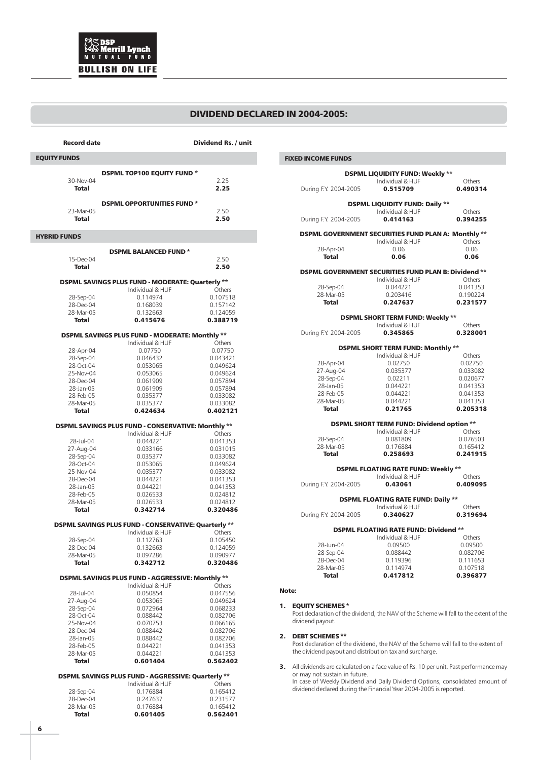## DIVIDEND DECLARED IN 2004-2005:

| Record date | | Dividend Rs. / unit |
|---|---|---|
| **EQUITY FUNDS** | | |
| | **DSPML TOP100 EQUITY FUND *** | |
| 30-Nov-04 | | 2.25 |
| **Total** | | **2.25** |
| | **DSPML OPPORTUNITIES FUND *** | |
| 23-Mar-05 | | 2.50 |
| **Total** | | **2.50** |

**HYBRID FUNDS**

**DSPML BALANCED FUND ***

| Record date | Dividend Rs. / unit |
|---|---|
| 15-Dec-04 | 2.50 |
| **Total** | **2.50** |

**DSPML SAVINGS PLUS FUND - MODERATE: Quarterly ****

| Record date | Individual & HUF | Others |
|---|---|---|
| 28-Sep-04 | 0.114974 | 0.107518 |
| 28-Dec-04 | 0.168039 | 0.157142 |
| 28-Mar-05 | 0.132663 | 0.124059 |
| **Total** | **0.415676** | **0.388719** |

**DSPML SAVINGS PLUS FUND - MODERATE: Monthly ****

| Record date | Individual & HUF | Others |
|---|---|---|
| 28-Apr-04 | 0.07750 | 0.07750 |
| 28-Sep-04 | 0.046432 | 0.043421 |
| 28-Oct-04 | 0.053065 | 0.049624 |
| 25-Nov-04 | 0.053065 | 0.049624 |
| 28-Dec-04 | 0.061909 | 0.057894 |
| 28-Jan-05 | 0.061909 | 0.057894 |
| 28-Feb-05 | 0.035377 | 0.033082 |
| 28-Mar-05 | 0.035377 | 0.033082 |
| **Total** | **0.424634** | **0.402121** |

**DSPML SAVINGS PLUS FUND - CONSERVATIVE: Monthly ****

| Record date | Individual & HUF | Others |
|---|---|---|
| 28-Jul-04 | 0.044221 | 0.041353 |
| 27-Aug-04 | 0.033166 | 0.031015 |
| 28-Sep-04 | 0.035377 | 0.033082 |
| 28-Oct-04 | 0.053065 | 0.049624 |
| 25-Nov-04 | 0.035377 | 0.033082 |
| 28-Dec-04 | 0.044221 | 0.041353 |
| 28-Jan-05 | 0.044221 | 0.041353 |
| 28-Feb-05 | 0.026533 | 0.024812 |
| 28-Mar-05 | 0.026533 | 0.024812 |
| **Total** | **0.342714** | **0.320486** |

**DSPML SAVINGS PLUS FUND - CONSERVATIVE: Quarterly ****

| Record date | Individual & HUF | Others |
|---|---|---|
| 28-Sep-04 | 0.112763 | 0.105450 |
| 28-Dec-04 | 0.132663 | 0.124059 |
| 28-Mar-05 | 0.097286 | 0.090977 |
| **Total** | **0.342712** | **0.320486** |

**DSPML SAVINGS PLUS FUND - AGGRESSIVE: Monthly ****

| Record date | Individual & HUF | Others |
|---|---|---|
| 28-Jul-04 | 0.050854 | 0.047556 |
| 27-Aug-04 | 0.053065 | 0.049624 |
| 28-Sep-04 | 0.072964 | 0.068233 |
| 28-Oct-04 | 0.088442 | 0.082706 |
| 25-Nov-04 | 0.070753 | 0.066165 |
| 28-Dec-04 | 0.088442 | 0.082706 |
| 28-Jan-05 | 0.088442 | 0.082706 |
| 28-Feb-05 | 0.044221 | 0.041353 |
| 28-Mar-05 | 0.044221 | 0.041353 |
| **Total** | **0.601404** | **0.562402** |

**DSPML SAVINGS PLUS FUND - AGGRESSIVE: Quarterly ****

| Record date | Individual & HUF | Others |
|---|---|---|
| 28-Sep-04 | 0.176884 | 0.165412 |
| 28-Dec-04 | 0.247637 | 0.231577 |
| 28-Mar-05 | 0.176884 | 0.165412 |
| **Total** | **0.601405** | **0.562401** |

**FIXED INCOME FUNDS**

**DSPML LIQUIDITY FUND: Weekly ****

| | Individual & HUF | Others |
|---|---|---|
| During F.Y. 2004-2005 | **0.515709** | **0.490314** |

**DSPML LIQUIDITY FUND: Daily ****

| | Individual & HUF | Others |
|---|---|---|
| During F.Y. 2004-2005 | **0.414163** | **0.394255** |

**DSPML GOVERNMENT SECURITIES FUND PLAN A: Monthly ****

| Record date | Individual & HUF | Others |
|---|---|---|
| 28-Apr-04 | 0.06 | 0.06 |
| **Total** | **0.06** | **0.06** |

**DSPML GOVERNMENT SECURITIES FUND PLAN B: Dividend ****

| Record date | Individual & HUF | Others |
|---|---|---|
| 28-Sep-04 | 0.044221 | 0.041353 |
| 28-Mar-05 | 0.203416 | 0.190224 |
| **Total** | **0.247637** | **0.231577** |

**DSPML SHORT TERM FUND: Weekly ****

| | Individual & HUF | Others |
|---|---|---|
| During F.Y. 2004-2005 | **0.345865** | **0.328001** |

**DSPML SHORT TERM FUND: Monthly ****

| Record date | Individual & HUF | Others |
|---|---|---|
| 28-Apr-04 | 0.02750 | 0.02750 |
| 27-Aug-04 | 0.035377 | 0.033082 |
| 28-Sep-04 | 0.02211 | 0.020677 |
| 28-Jan-05 | 0.044221 | 0.041353 |
| 28-Feb-05 | 0.044221 | 0.041353 |
| 28-Mar-05 | 0.044221 | 0.041353 |
| **Total** | **0.21765** | **0.205318** |

**DSPML SHORT TERM FUND: Dividend option ****

| Record date | Individual & HUF | Others |
|---|---|---|
| 28-Sep-04 | 0.081809 | 0.076503 |
| 28-Mar-05 | 0.176884 | 0.165412 |
| **Total** | **0.258693** | **0.241915** |

**DSPML FLOATING RATE FUND: Weekly ****

| | Individual & HUF | Others |
|---|---|---|
| During F.Y. 2004-2005 | **0.43061** | **0.409095** |

**DSPML FLOATING RATE FUND: Daily ****

| | Individual & HUF | Others |
|---|---|---|
| During F.Y. 2004-2005 | **0.340627** | **0.319694** |

**DSPML FLOATING RATE FUND: Dividend ****

| Record date | Individual & HUF | Others |
|---|---|---|
| 28-Jun-04 | 0.09500 | 0.09500 |
| 28-Sep-04 | 0.088442 | 0.082706 |
| 28-Dec-04 | 0.119396 | 0.111653 |
| 28-Mar-05 | 0.114974 | 0.107518 |
| **Total** | **0.417812** | **0.396877** |

**Note:**

1. **EQUITY SCHEMES ***
   Post declaration of the dividend, the NAV of the Scheme will fall to the extent of the dividend payout.

2. **DEBT SCHEMES ****
   Post declaration of the dividend, the NAV of the Scheme will fall to the extent of the dividend payout and distribution tax and surcharge.

3. All dividends are calculated on a face value of Rs. 10 per unit. Past performance may or may not sustain in future.
   In case of Weekly Dividend and Daily Dividend Options, consolidated amount of dividend declared during the Financial Year 2004-2005 is reported.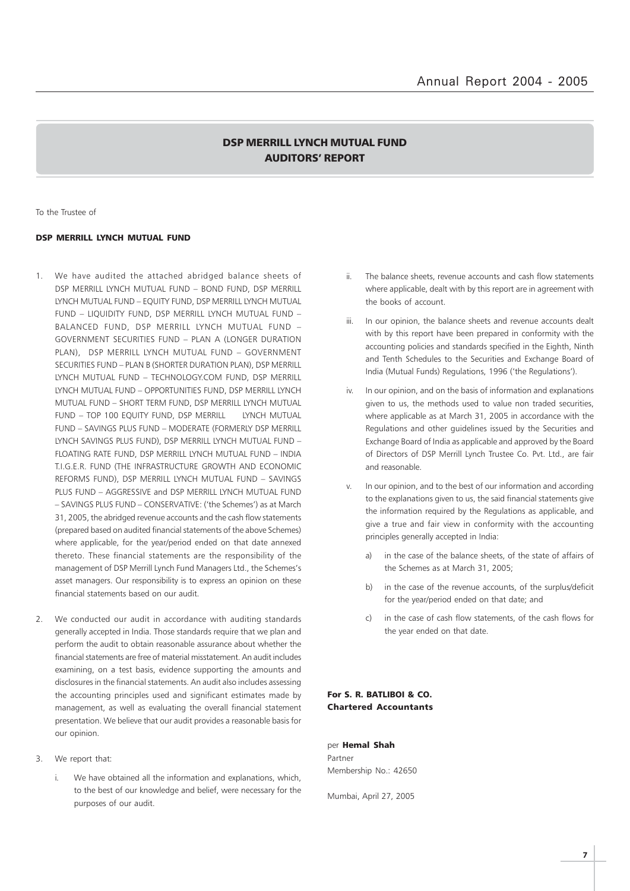# DSP MERRILL LYNCH MUTUAL FUND
## AUDITORS' REPORT

To the Trustee of

**DSP MERRILL LYNCH MUTUAL FUND**

1. We have audited the attached abridged balance sheets of DSP MERRILL LYNCH MUTUAL FUND – BOND FUND, DSP MERRILL LYNCH MUTUAL FUND – EQUITY FUND, DSP MERRILL LYNCH MUTUAL FUND – LIQUIDITY FUND, DSP MERRILL LYNCH MUTUAL FUND – BALANCED FUND, DSP MERRILL LYNCH MUTUAL FUND – GOVERNMENT SECURITIES FUND – PLAN A (LONGER DURATION PLAN), DSP MERRILL LYNCH MUTUAL FUND – GOVERNMENT SECURITIES FUND – PLAN B (SHORTER DURATION PLAN), DSP MERRILL LYNCH MUTUAL FUND – TECHNOLOGY.COM FUND, DSP MERRILL LYNCH MUTUAL FUND – OPPORTUNITIES FUND, DSP MERRILL LYNCH MUTUAL FUND – SHORT TERM FUND, DSP MERRILL LYNCH MUTUAL FUND – TOP 100 EQUITY FUND, DSP MERRILL LYNCH MUTUAL FUND – SAVINGS PLUS FUND – MODERATE (FORMERLY DSP MERRILL LYNCH SAVINGS PLUS FUND), DSP MERRILL LYNCH MUTUAL FUND – FLOATING RATE FUND, DSP MERRILL LYNCH MUTUAL FUND – INDIA T.I.G.E.R. FUND (THE INFRASTRUCTURE GROWTH AND ECONOMIC REFORMS FUND), DSP MERRILL LYNCH MUTUAL FUND – SAVINGS PLUS FUND – AGGRESSIVE and DSP MERRILL LYNCH MUTUAL FUND – SAVINGS PLUS FUND – CONSERVATIVE: ('the Schemes') as at March 31, 2005, the abridged revenue accounts and the cash flow statements (prepared based on audited financial statements of the above Schemes) where applicable, for the year/period ended on that date annexed thereto. These financial statements are the responsibility of the management of DSP Merrill Lynch Fund Managers Ltd., the Schemes's asset managers. Our responsibility is to express an opinion on these financial statements based on our audit.

2. We conducted our audit in accordance with auditing standards generally accepted in India. Those standards require that we plan and perform the audit to obtain reasonable assurance about whether the financial statements are free of material misstatement. An audit includes examining, on a test basis, evidence supporting the amounts and disclosures in the financial statements. An audit also includes assessing the accounting principles used and significant estimates made by management, as well as evaluating the overall financial statement presentation. We believe that our audit provides a reasonable basis for our opinion.

3. We report that:

   i. We have obtained all the information and explanations, which, to the best of our knowledge and belief, were necessary for the purposes of our audit.

   ii. The balance sheets, revenue accounts and cash flow statements where applicable, dealt with by this report are in agreement with the books of account.

   iii. In our opinion, the balance sheets and revenue accounts dealt with by this report have been prepared in conformity with the accounting policies and standards specified in the Eighth, Ninth and Tenth Schedules to the Securities and Exchange Board of India (Mutual Funds) Regulations, 1996 ('the Regulations').

   iv. In our opinion, and on the basis of information and explanations given to us, the methods used to value non traded securities, where applicable as at March 31, 2005 in accordance with the Regulations and other guidelines issued by the Securities and Exchange Board of India as applicable and approved by the Board of Directors of DSP Merrill Lynch Trustee Co. Pvt. Ltd., are fair and reasonable.

   v. In our opinion, and to the best of our information and according to the explanations given to us, the said financial statements give the information required by the Regulations as applicable, and give a true and fair view in conformity with the accounting principles generally accepted in India:

      a) in the case of the balance sheets, of the state of affairs of the Schemes as at March 31, 2005;

      b) in the case of the revenue accounts, of the surplus/deficit for the year/period ended on that date; and

      c) in the case of cash flow statements, of the cash flows for the year ended on that date.

**For S. R. BATLIBOI & CO.**
**Chartered Accountants**

per **Hemal Shah**
Partner
Membership No.: 42650

Mumbai, April 27, 2005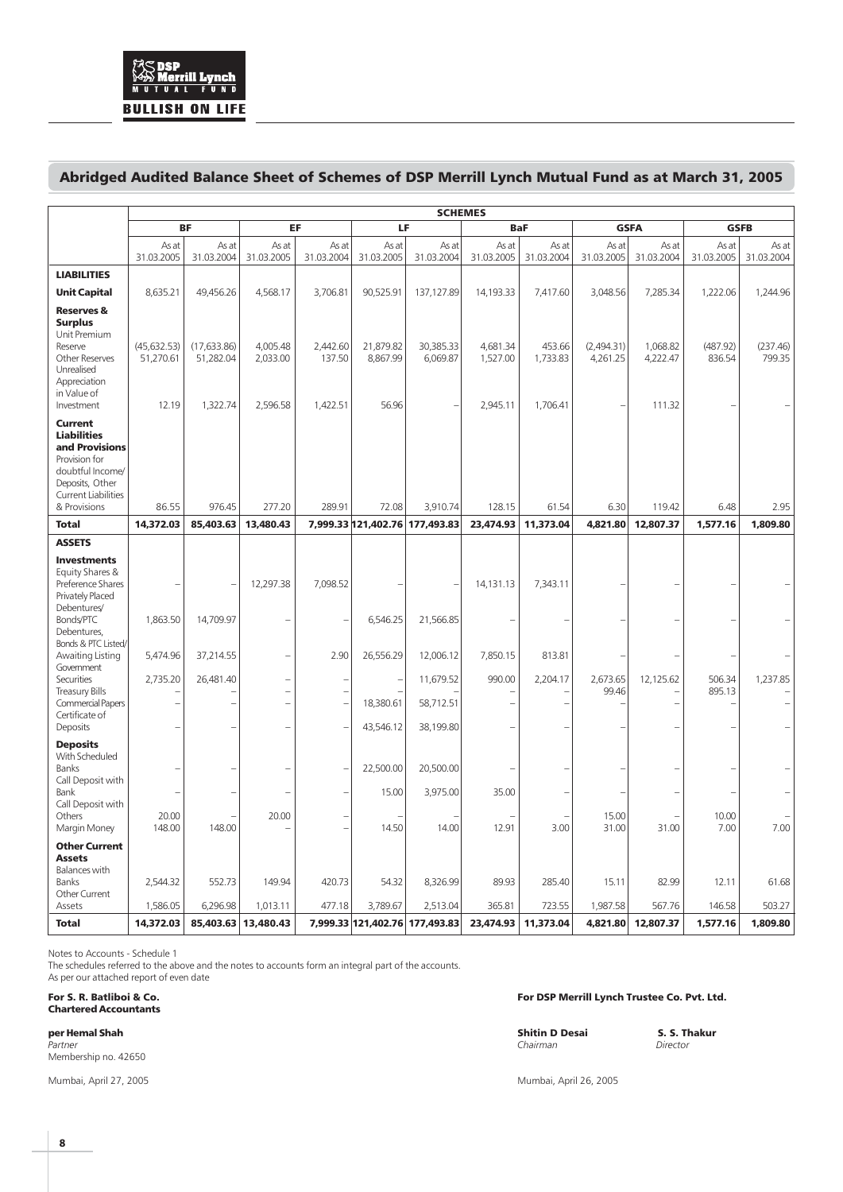## Abridged Audited Balance Sheet of Schemes of DSP Merrill Lynch Mutual Fund as at March 31, 2005

| | SCHEMES | | | | | | | | | | | |
|---|---|---|---|---|---|---|---|---|---|---|---|---|
| | BF | | EF | | LF | | BaF | | GSFA | | GSFB | |
| | As at 31.03.2005 | As at 31.03.2004 | As at 31.03.2005 | As at 31.03.2004 | As at 31.03.2005 | As at 31.03.2004 | As at 31.03.2005 | As at 31.03.2004 | As at 31.03.2005 | As at 31.03.2004 | As at 31.03.2005 | As at 31.03.2004 |
| **LIABILITIES** | | | | | | | | | | | | |
| **Unit Capital** | 8,635.21 | 49,456.26 | 4,568.17 | 3,706.81 | 90,525.91 | 137,127.89 | 14,193.33 | 7,417.60 | 3,048.56 | 7,285.34 | 1,222.06 | 1,244.96 |
| **Reserves & Surplus** | | | | | | | | | | | | |
| Unit Premium Reserve | (45,632.53) | (17,633.86) | 4,005.48 | 2,442.60 | 21,879.82 | 30,385.33 | 4,681.34 | 453.66 | (2,494.31) | 1,068.82 | (487.92) | (237.46) |
| Other Reserves | 51,270.61 | 51,282.04 | 2,033.00 | 137.50 | 8,867.99 | 6,069.87 | 1,527.00 | 1,733.83 | 4,261.25 | 4,222.47 | 836.54 | 799.35 |
| Unrealised Appreciation in Value of Investment | 12.19 | 1,322.74 | 2,596.58 | 1,422.51 | 56.96 | – | 2,945.11 | 1,706.41 | – | 111.32 | – | – |
| **Current Liabilities and Provisions** | | | | | | | | | | | | |
| Provision for doubtful Income/ Deposits, Other Current Liabilities & Provisions | 86.55 | 976.45 | 277.20 | 289.91 | 72.08 | 3,910.74 | 128.15 | 61.54 | 6.30 | 119.42 | 6.48 | 2.95 |
| **Total** | **14,372.03** | **85,403.63** | **13,480.43** | **7,999.33** | **121,402.76** | **177,493.83** | **23,474.93** | **11,373.04** | **4,821.80** | **12,807.37** | **1,577.16** | **1,809.80** |
| **ASSETS** | | | | | | | | | | | | |
| **Investments** | | | | | | | | | | | | |
| Equity Shares & Preference Shares | – | – | 12,297.38 | 7,098.52 | – | – | 14,131.13 | 7,343.11 | – | – | – | – |
| Privately Placed Debentures/ Bonds/PTC | 1,863.50 | 14,709.97 | – | – | 6,546.25 | 21,566.85 | – | – | – | – | – | – |
| Debentures, Bonds & PTC Listed/ Awaiting Listing | 5,474.96 | 37,214.55 | – | 2.90 | 26,556.29 | 12,006.12 | 7,850.15 | 813.81 | – | – | – | – |
| Government Securities | 2,735.20 | 26,481.40 | – | – | – | 11,679.52 | 990.00 | 2,204.17 | 2,673.65 | 12,125.62 | 506.34 | 1,237.85 |
| Treasury Bills | – | – | – | – | – | – | – | – | 99.46 | – | 895.13 | – |
| Commercial Papers | – | – | – | – | 18,380.61 | 58,712.51 | – | – | – | – | – | – |
| Certificate of Deposits | – | – | – | – | 43,546.12 | 38,199.80 | – | – | – | – | – | – |
| **Deposits** | | | | | | | | | | | | |
| With Scheduled Banks | – | – | – | – | 22,500.00 | 20,500.00 | – | – | – | – | – | – |
| Call Deposit with Bank | – | – | – | – | 15.00 | 3,975.00 | 35.00 | – | – | – | – | – |
| Call Deposit with Others | 20.00 | – | 20.00 | – | – | – | – | – | 15.00 | – | 10.00 | – |
| Margin Money | 148.00 | 148.00 | – | – | 14.50 | 14.00 | 12.91 | 3.00 | 31.00 | 31.00 | 7.00 | 7.00 |
| **Other Current Assets** | | | | | | | | | | | | |
| Balances with Banks | 2,544.32 | 552.73 | 149.94 | 420.73 | 54.32 | 8,326.99 | 89.93 | 285.40 | 15.11 | 82.99 | 12.11 | 61.68 |
| Other Current Assets | 1,586.05 | 6,296.98 | 1,013.11 | 477.18 | 3,789.67 | 2,513.04 | 365.81 | 723.55 | 1,987.58 | 567.76 | 146.58 | 503.27 |
| **Total** | **14,372.03** | **85,403.63** | **13,480.43** | **7,999.33** | **121,402.76** | **177,493.83** | **23,474.93** | **11,373.04** | **4,821.80** | **12,807.37** | **1,577.16** | **1,809.80** |

Notes to Accounts - Schedule 1

The schedules referred to the above and the notes to accounts form an integral part of the accounts.

As per our attached report of even date

**For S. R. Batliboi & Co.**
**Chartered Accountants**

**per Hemal Shah**
*Partner*
Membership no. 42650

Mumbai, April 27, 2005

**For DSP Merrill Lynch Trustee Co. Pvt. Ltd.**

**Shitin D Desai** *Chairman*

**S. S. Thakur** *Director*

Mumbai, April 26, 2005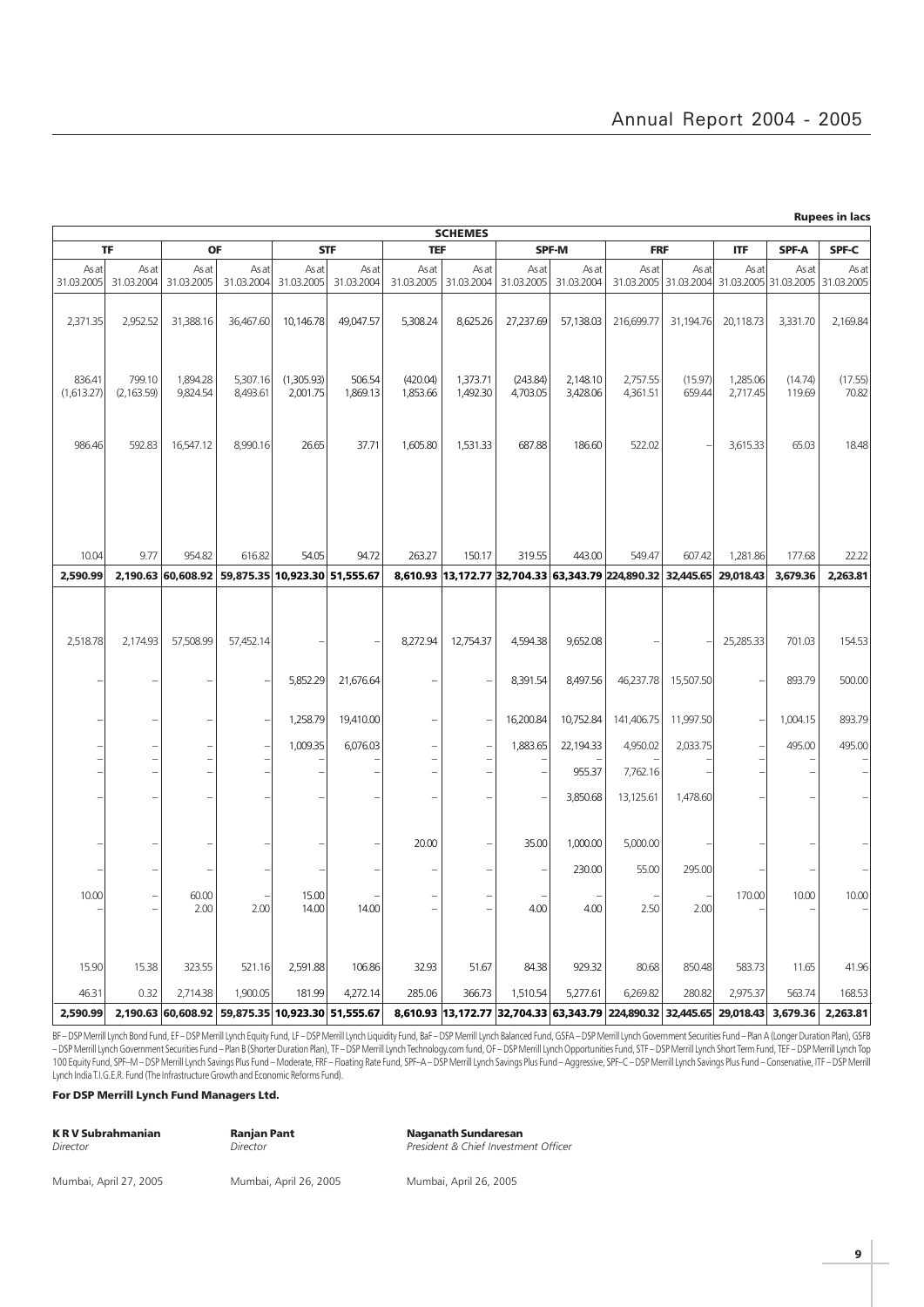Rupees in lacs

| SCHEMES | | | | | | | | | | | | | | | |
|---|---|---|---|---|---|---|---|---|---|---|---|---|---|---|---|
| TF | | OF | | STF | | TEF | | SPF-M | | FRF | | ITF | SPF-A | SPF-C |
| As at 31.03.2005 | As at 31.03.2004 | As at 31.03.2005 | As at 31.03.2004 | As at 31.03.2005 | As at 31.03.2004 | As at 31.03.2005 | As at 31.03.2004 | As at 31.03.2005 | As at 31.03.2004 | As at 31.03.2005 | As at 31.03.2004 | As at 31.03.2005 | As at 31.03.2005 | As at 31.03.2005 |
| 2,371.35 | 2,952.52 | 31,388.16 | 36,467.60 | 10,146.78 | 49,047.57 | 5,308.24 | 8,625.26 | 27,237.69 | 57,138.03 | 216,699.77 | 31,194.76 | 20,118.73 | 3,331.70 | 2,169.84 |
| 836.41 | 799.10 | 1,894.28 | 5,307.16 | (1,305.93) | 506.54 | (420.04) | 1,373.71 | (243.84) | 2,148.10 | 2,757.55 | (15.97) | 1,285.06 | (14.74) | (17.55) |
| (1,613.27) | (2,163.59) | 9,824.54 | 8,493.61 | 2,001.75 | 1,869.13 | 1,853.66 | 1,492.30 | 4,703.05 | 3,428.06 | 4,361.51 | 659.44 | 2,717.45 | 119.69 | 70.82 |
| 986.46 | 592.83 | 16,547.12 | 8,990.16 | 26.65 | 37.71 | 1,605.80 | 1,531.33 | 687.88 | 186.60 | 522.02 | – | 3,615.33 | 65.03 | 18.48 |
| 10.04 | 9.77 | 954.82 | 616.82 | 54.05 | 94.72 | 263.27 | 150.17 | 319.55 | 443.00 | 549.47 | 607.42 | 1,281.86 | 177.68 | 22.22 |
| **2,590.99** | **2,190.63** | **60,608.92** | **59,875.35** | **10,923.30** | **51,555.67** | **8,610.93** | **13,172.77** | **32,704.33** | **63,343.79** | **224,890.32** | **32,445.65** | **29,018.43** | **3,679.36** | **2,263.81** |
| 2,518.78 | 2,174.93 | 57,508.99 | 57,452.14 | – | – | 8,272.94 | 12,754.37 | 4,594.38 | 9,652.08 | – | – | 25,285.33 | 701.03 | 154.53 |
| – | – | – | – | 5,852.29 | 21,676.64 | – | – | 8,391.54 | 8,497.56 | 46,237.78 | 15,507.50 | – | 893.79 | 500.00 |
| – | – | – | – | 1,258.79 | 19,410.00 | – | – | 16,200.84 | 10,752.84 | 141,406.75 | 11,997.50 | – | 1,004.15 | 893.79 |
| – | – | – | – | 1,009.35 | 6,076.03 | – | – | 1,883.65 | 22,194.33 | 4,950.02 | 2,033.75 | – | 495.00 | 495.00 |
| – | – | – | – | – | – | – | – | – | – | – | – | – | – | – |
| – | – | – | – | – | – | – | – | – | 955.37 | 7,762.16 | – | – | – | – |
| – | – | – | – | – | – | – | – | – | 3,850.68 | 13,125.61 | 1,478.60 | – | – | – |
| – | – | – | – | – | – | 20.00 | – | 35.00 | 1,000.00 | 5,000.00 | – | – | – | – |
| – | – | – | – | – | – | – | – | – | 230.00 | 55.00 | 295.00 | – | – | – |
| 10.00 | – | 60.00 | – | 15.00 | – | – | – | – | – | – | – | 170.00 | 10.00 | 10.00 |
| – | – | 2.00 | 2.00 | 14.00 | 14.00 | – | – | 4.00 | 4.00 | 2.50 | 2.00 | – | – | – |
| 15.90 | 15.38 | 323.55 | 521.16 | 2,591.88 | 106.86 | 32.93 | 51.67 | 84.38 | 929.32 | 80.68 | 850.48 | 583.73 | 11.65 | 41.96 |
| 46.31 | 0.32 | 2,714.38 | 1,900.05 | 181.99 | 4,272.14 | 285.06 | 366.73 | 1,510.54 | 5,277.61 | 6,269.82 | 280.82 | 2,975.37 | 563.74 | 168.53 |
| **2,590.99** | **2,190.63** | **60,608.92** | **59,875.35** | **10,923.30** | **51,555.67** | **8,610.93** | **13,172.77** | **32,704.33** | **63,343.79** | **224,890.32** | **32,445.65** | **29,018.43** | **3,679.36** | **2,263.81** |

BF – DSP Merrill Lynch Bond Fund, EF – DSP Merrill Lynch Equity Fund, LF – DSP Merrill Lynch Liquidity Fund, BaF – DSP Merrill Lynch Balanced Fund, GSFA – DSP Merrill Lynch Government Securities Fund – Plan A (Longer Duration Plan), GSFB – DSP Merrill Lynch Government Securities Fund – Plan B (Shorter Duration Plan), TF – DSP Merrill Lynch Technology.com fund, OF – DSP Merrill Lynch Opportunities Fund, STF – DSP Merrill Lynch Short Term Fund, TEF – DSP Merrill Lynch Top 100 Equity Fund, SPF–M – DSP Merrill Lynch Savings Plus Fund – Moderate, FRF – Floating Rate Fund, SPF–A – DSP Merrill Lynch Savings Plus Fund – Aggressive, SPF–C – DSP Merrill Lynch Savings Plus Fund – Conservative, ITF – DSP Merrill Lynch India T.I.G.E.R. Fund (The Infrastructure Growth and Economic Reforms Fund).

**For DSP Merrill Lynch Fund Managers Ltd.**

| **K R V Subrahmanian** | **Ranjan Pant** | **Naganath Sundaresan** |
|---|---|---|
| *Director* | *Director* | *President & Chief Investment Officer* |
| Mumbai, April 27, 2005 | Mumbai, April 26, 2005 | Mumbai, April 26, 2005 |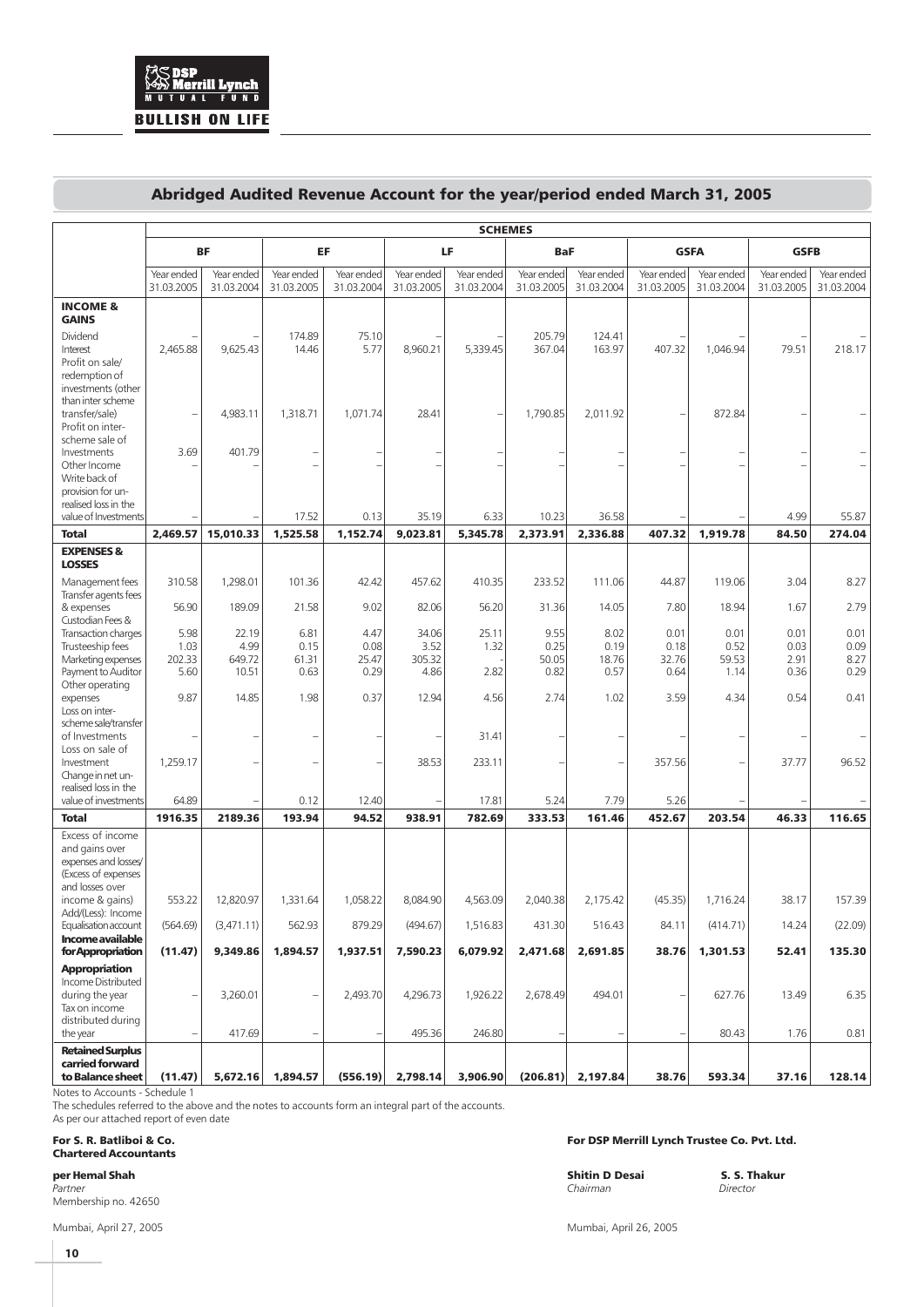## Abridged Audited Revenue Account for the year/period ended March 31, 2005

| | SCHEMES | | | | | | | | | | | |
|---|---|---|---|---|---|---|---|---|---|---|---|---|
| | BF | | EF | | LF | | BaF | | GSFA | | GSFB | |
| | Year ended 31.03.2005 | Year ended 31.03.2004 | Year ended 31.03.2005 | Year ended 31.03.2004 | Year ended 31.03.2005 | Year ended 31.03.2004 | Year ended 31.03.2005 | Year ended 31.03.2004 | Year ended 31.03.2005 | Year ended 31.03.2004 | Year ended 31.03.2005 | Year ended 31.03.2004 |
| **INCOME & GAINS** | | | | | | | | | | | | |
| Dividend | – | – | 174.89 | 75.10 | – | – | 205.79 | 124.41 | – | – | – | – |
| Interest | 2,465.88 | 9,625.43 | 14.46 | 5.77 | 8,960.21 | 5,339.45 | 367.04 | 163.97 | 407.32 | 1,046.94 | 79.51 | 218.17 |
| Profit on sale/ redemption of investments (other than inter scheme transfer/sale) | – | 4,983.11 | 1,318.71 | 1,071.74 | 28.41 | – | 1,790.85 | 2,011.92 | – | 872.84 | – | – |
| Profit on inter-scheme sale of Investments | 3.69 | 401.79 | – | – | – | – | – | – | – | – | – | – |
| Other Income | – | – | – | – | – | – | – | – | – | – | – | – |
| Write back of provision for un-realised loss in the value of Investments | – | – | 17.52 | 0.13 | 35.19 | 6.33 | 10.23 | 36.58 | – | – | 4.99 | 55.87 |
| **Total** | **2,469.57** | **15,010.33** | **1,525.58** | **1,152.74** | **9,023.81** | **5,345.78** | **2,373.91** | **2,336.88** | **407.32** | **1,919.78** | **84.50** | **274.04** |
| **EXPENSES & LOSSES** | | | | | | | | | | | | |
| Management fees | 310.58 | 1,298.01 | 101.36 | 42.42 | 457.62 | 410.35 | 233.52 | 111.06 | 44.87 | 119.06 | 3.04 | 8.27 |
| Transfer agents fees & expenses | 56.90 | 189.09 | 21.58 | 9.02 | 82.06 | 56.20 | 31.36 | 14.05 | 7.80 | 18.94 | 1.67 | 2.79 |
| Custodian Fees & Transaction charges | 5.98 | 22.19 | 6.81 | 4.47 | 34.06 | 25.11 | 9.55 | 8.02 | 0.01 | 0.01 | 0.01 | 0.01 |
| Trusteeship fees | 1.03 | 4.99 | 0.15 | 0.08 | 3.52 | 1.32 | 0.25 | 0.19 | 0.18 | 0.52 | 0.03 | 0.09 |
| Marketing expenses | 202.33 | 649.72 | 61.31 | 25.47 | 305.32 | - | 50.05 | 18.76 | 32.76 | 59.53 | 2.91 | 8.27 |
| Payment to Auditor | 5.60 | 10.51 | 0.63 | 0.29 | 4.86 | 2.82 | 0.82 | 0.57 | 0.64 | 1.14 | 0.36 | 0.29 |
| Other operating expenses | 9.87 | 14.85 | 1.98 | 0.37 | 12.94 | 4.56 | 2.74 | 1.02 | 3.59 | 4.34 | 0.54 | 0.41 |
| Loss on inter-scheme sale/transfer of Investments | – | – | – | – | – | 31.41 | – | – | – | – | – | – |
| Loss on sale of Investment | 1,259.17 | – | – | – | 38.53 | 233.11 | – | – | 357.56 | – | 37.77 | 96.52 |
| Change in net un-realised loss in the value of investments | 64.89 | – | 0.12 | 12.40 | – | 17.81 | 5.24 | 7.79 | 5.26 | – | – | – |
| **Total** | **1916.35** | **2189.36** | **193.94** | **94.52** | **938.91** | **782.69** | **333.53** | **161.46** | **452.67** | **203.54** | **46.33** | **116.65** |
| Excess of income and gains over expenses and losses/ (Excess of expenses and losses over income & gains) | 553.22 | 12,820.97 | 1,331.64 | 1,058.22 | 8,084.90 | 4,563.09 | 2,040.38 | 2,175.42 | (45.35) | 1,716.24 | 38.17 | 157.39 |
| Add/(Less): Income Equalisation account | (564.69) | (3,471.11) | 562.93 | 879.29 | (494.67) | 1,516.83 | 431.30 | 516.43 | 84.11 | (414.71) | 14.24 | (22.09) |
| **Income available for Appropriation** | **(11.47)** | **9,349.86** | **1,894.57** | **1,937.51** | **7,590.23** | **6,079.92** | **2,471.68** | **2,691.85** | **38.76** | **1,301.53** | **52.41** | **135.30** |
| **Appropriation** | | | | | | | | | | | | |
| Income Distributed during the year | – | 3,260.01 | – | 2,493.70 | 4,296.73 | 1,926.22 | 2,678.49 | 494.01 | – | 627.76 | 13.49 | 6.35 |
| Tax on income distributed during the year | – | 417.69 | – | – | 495.36 | 246.80 | – | – | – | 80.43 | 1.76 | 0.81 |
| **Retained Surplus carried forward to Balance sheet** | **(11.47)** | **5,672.16** | **1,894.57** | **(556.19)** | **2,798.14** | **3,906.90** | **(206.81)** | **2,197.84** | **38.76** | **593.34** | **37.16** | **128.14** |

Notes to Accounts - Schedule 1

The schedules referred to the above and the notes to accounts form an integral part of the accounts.

As per our attached report of even date

**For S. R. Batliboi & Co.**
**Chartered Accountants**

**per Hemal Shah**
*Partner*
Membership no. 42650

Mumbai, April 27, 2005

**For DSP Merrill Lynch Trustee Co. Pvt. Ltd.**

**Shitin D Desai** — *Chairman*

**S. S. Thakur** — *Director*

Mumbai, April 26, 2005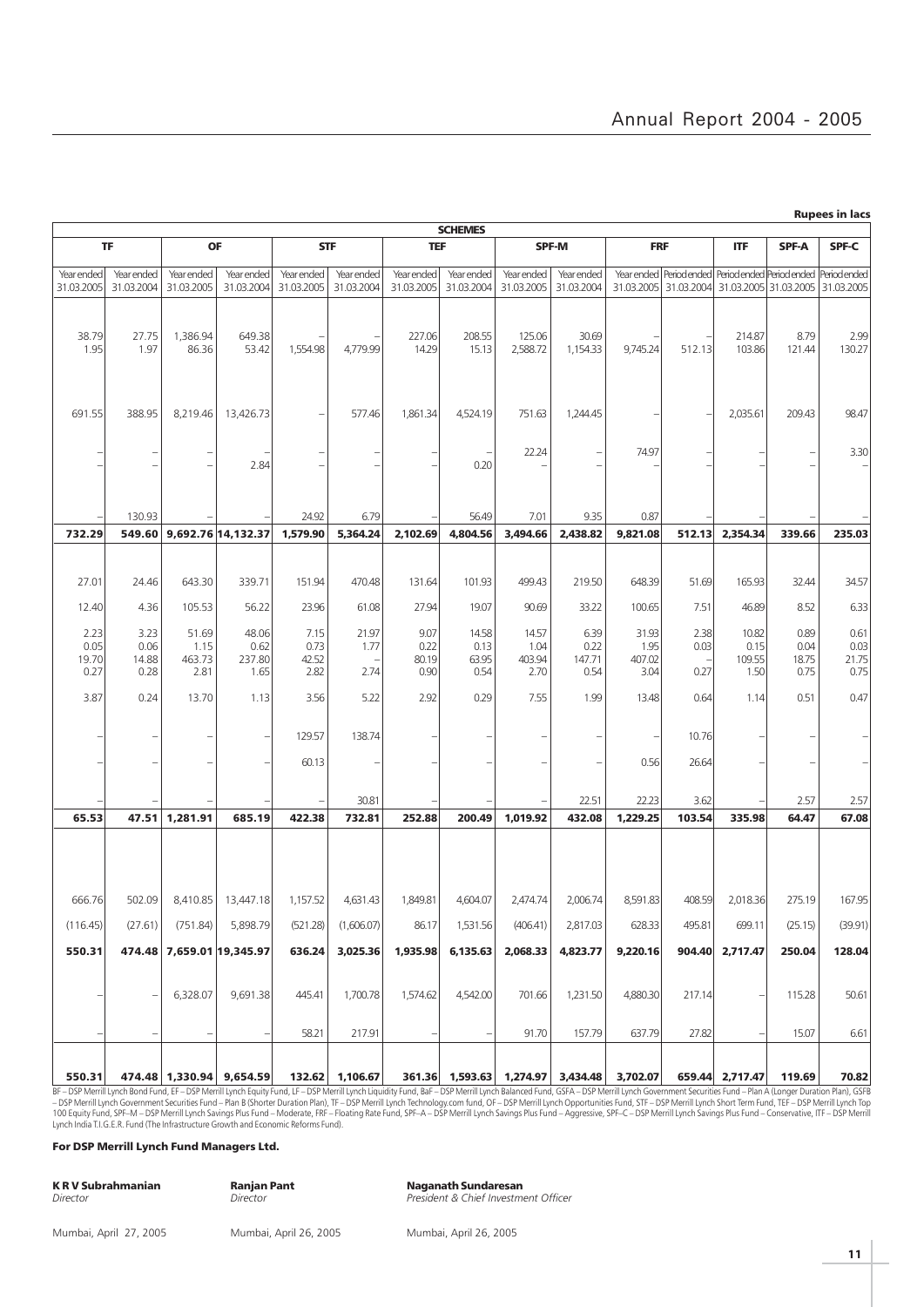**Rupees in lacs**

| SCHEMES | | | | | | | | | | | | | | |
|---|---|---|---|---|---|---|---|---|---|---|---|---|---|---|
| TF | | OF | | STF | | TEF | | SPF-M | | FRF | | ITF | SPF-A | SPF-C |
| Year ended 31.03.2005 | Year ended 31.03.2004 | Year ended 31.03.2005 | Year ended 31.03.2004 | Year ended 31.03.2005 | Year ended 31.03.2004 | Year ended 31.03.2005 | Year ended 31.03.2004 | Year ended 31.03.2005 | Year ended 31.03.2004 | Year ended 31.03.2005 | Period ended 31.03.2004 | Period ended 31.03.2005 | Period ended 31.03.2005 | Period ended 31.03.2005 |
| 38.79 | 27.75 | 1,386.94 | 649.38 | – | – | 227.06 | 208.55 | 125.06 | 30.69 | – | – | 214.87 | 8.79 | 2.99 |
| 1.95 | 1.97 | 86.36 | 53.42 | 1,554.98 | 4,779.99 | 14.29 | 15.13 | 2,588.72 | 1,154.33 | 9,745.24 | 512.13 | 103.86 | 121.44 | 130.27 |
| 691.55 | 388.95 | 8,219.46 | 13,426.73 | – | 577.46 | 1,861.34 | 4,524.19 | 751.63 | 1,244.45 | – | – | 2,035.61 | 209.43 | 98.47 |
| – | – | – | – | – | – | – | – | 22.24 | – | 74.97 | – | – | – | 3.30 |
| – | – | – | 2.84 | – | – | – | 0.20 | – | – | – | – | – | – | – |
| – | 130.93 | – | – | 24.92 | 6.79 | – | 56.49 | 7.01 | 9.35 | 0.87 | – | – | – | – |
| **732.29** | **549.60** | **9,692.76** | **14,132.37** | **1,579.90** | **5,364.24** | **2,102.69** | **4,804.56** | **3,494.66** | **2,438.82** | **9,821.08** | **512.13** | **2,354.34** | **339.66** | **235.03** |
| 27.01 | 24.46 | 643.30 | 339.71 | 151.94 | 470.48 | 131.64 | 101.93 | 499.43 | 219.50 | 648.39 | 51.69 | 165.93 | 32.44 | 34.57 |
| 12.40 | 4.36 | 105.53 | 56.22 | 23.96 | 61.08 | 27.94 | 19.07 | 90.69 | 33.22 | 100.65 | 7.51 | 46.89 | 8.52 | 6.33 |
| 2.23 | 3.23 | 51.69 | 48.06 | 7.15 | 21.97 | 9.07 | 14.58 | 14.57 | 6.39 | 31.93 | 2.38 | 10.82 | 0.89 | 0.61 |
| 0.05 | 0.06 | 1.15 | 0.62 | 0.73 | 1.77 | 0.22 | 0.13 | 1.04 | 0.22 | 1.95 | 0.03 | 0.15 | 0.04 | 0.03 |
| 19.70 | 14.88 | 463.73 | 237.80 | 42.52 | – | 80.19 | 63.95 | 403.94 | 147.71 | 407.02 | – | 109.55 | 18.75 | 21.75 |
| 0.27 | 0.28 | 2.81 | 1.65 | 2.82 | 2.74 | 0.90 | 0.54 | 2.70 | 0.54 | 3.04 | 0.27 | 1.50 | 0.75 | 0.75 |
| 3.87 | 0.24 | 13.70 | 1.13 | 3.56 | 5.22 | 2.92 | 0.29 | 7.55 | 1.99 | 13.48 | 0.64 | 1.14 | 0.51 | 0.47 |
| – | – | – | – | 129.57 | 138.74 | – | – | – | – | – | 10.76 | – | – | – |
| – | – | – | – | 60.13 | – | – | – | – | – | 0.56 | 26.64 | – | – | – |
| – | – | – | – | – | 30.81 | – | – | – | 22.51 | 22.23 | 3.62 | – | 2.57 | 2.57 |
| **65.53** | **47.51** | **1,281.91** | **685.19** | **422.38** | **732.81** | **252.88** | **200.49** | **1,019.92** | **432.08** | **1,229.25** | **103.54** | **335.98** | **64.47** | **67.08** |
| 666.76 | 502.09 | 8,410.85 | 13,447.18 | 1,157.52 | 4,631.43 | 1,849.81 | 4,604.07 | 2,474.74 | 2,006.74 | 8,591.83 | 408.59 | 2,018.36 | 275.19 | 167.95 |
| (116.45) | (27.61) | (751.84) | 5,898.79 | (521.28) | (1,606.07) | 86.17 | 1,531.56 | (406.41) | 2,817.03 | 628.33 | 495.81 | 699.11 | (25.15) | (39.91) |
| **550.31** | **474.48** | **7,659.01** | **19,345.97** | **636.24** | **3,025.36** | **1,935.98** | **6,135.63** | **2,068.33** | **4,823.77** | **9,220.16** | **904.40** | **2,717.47** | **250.04** | **128.04** |
| – | – | 6,328.07 | 9,691.38 | 445.41 | 1,700.78 | 1,574.62 | 4,542.00 | 701.66 | 1,231.50 | 4,880.30 | 217.14 | – | 115.28 | 50.61 |
| – | – | – | – | 58.21 | 217.91 | – | – | 91.70 | 157.79 | 637.79 | 27.82 | – | 15.07 | 6.61 |
| **550.31** | **474.48** | **1,330.94** | **9,654.59** | **132.62** | **1,106.67** | **361.36** | **1,593.63** | **1,274.97** | **3,434.48** | **3,702.07** | **659.44** | **2,717.47** | **119.69** | **70.82** |

BF – DSP Merrill Lynch Bond Fund, EF – DSP Merrill Lynch Equity Fund, LF – DSP Merrill Lynch Liquidity Fund, BaF – DSP Merrill Lynch Balanced Fund, GSFA – DSP Merrill Lynch Government Securities Fund – Plan A (Longer Duration Plan), GSFB – DSP Merrill Lynch Government Securities Fund – Plan B (Shorter Duration Plan), TF – DSP Merrill Lynch Technology.com fund, OF – DSP Merrill Lynch Opportunities Fund, STF – DSP Merrill Lynch Short Term Fund, TEF – DSP Merrill Lynch Top 100 Equity Fund, SPF–M – DSP Merrill Lynch Savings Plus Fund – Moderate, FRF – Floating Rate Fund, SPF–A – DSP Merrill Lynch Savings Plus Fund – Aggressive, SPF–C – DSP Merrill Lynch Savings Plus Fund – Conservative, ITF – DSP Merrill Lynch India T.I.G.E.R. Fund (The Infrastructure Growth and Economic Reforms Fund).

**For DSP Merrill Lynch Fund Managers Ltd.**

**K R V Subrahmanian**
*Director*

Mumbai, April 27, 2005

**Ranjan Pant**
*Director*

Mumbai, April 26, 2005

**Naganath Sundaresan**
*President & Chief Investment Officer*

Mumbai, April 26, 2005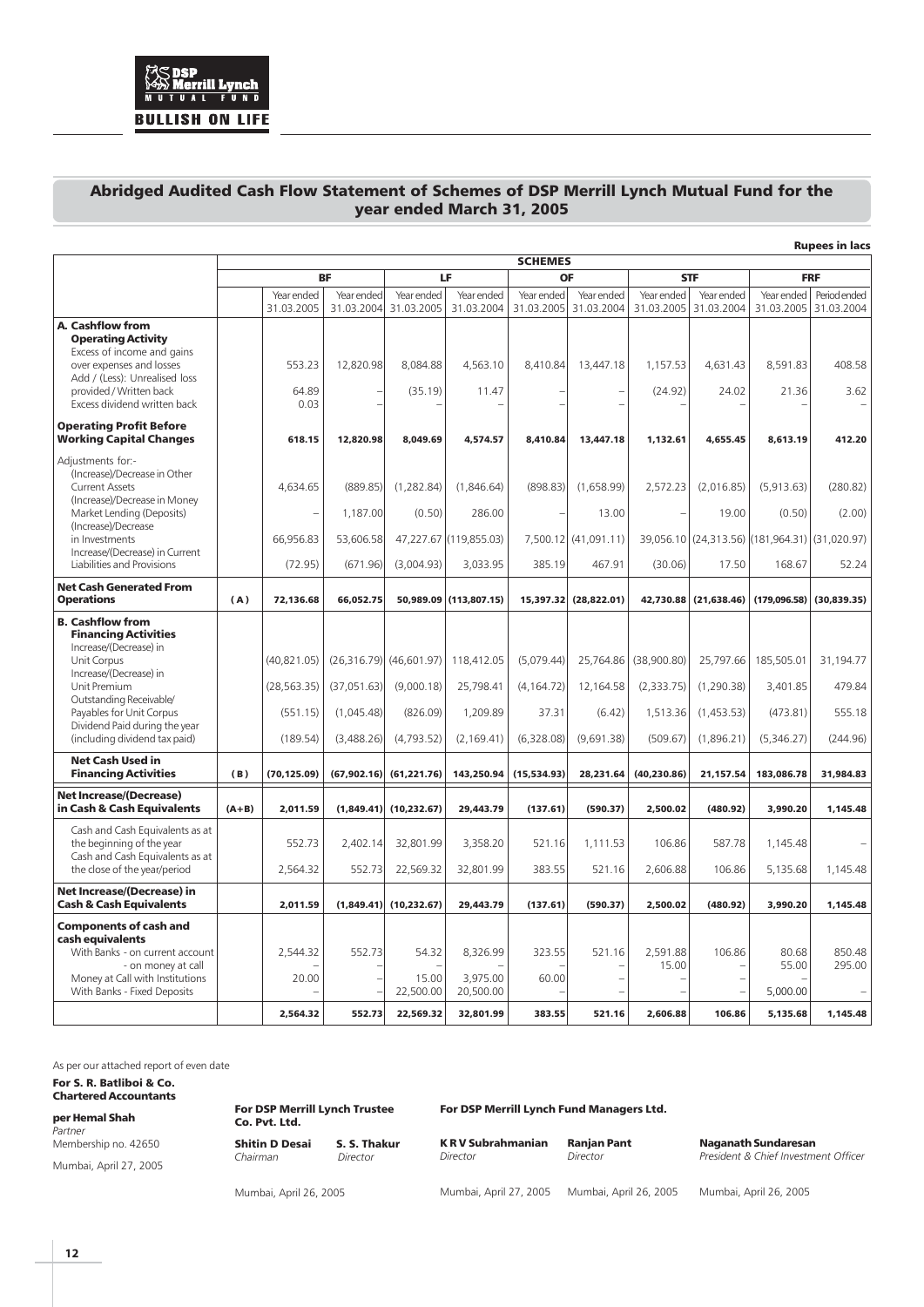## Abridged Audited Cash Flow Statement of Schemes of DSP Merrill Lynch Mutual Fund for the year ended March 31, 2005

**Rupees in lacs**

| | | SCHEMES | | | | | | | | | |
|---|---|---|---|---|---|---|---|---|---|---|---|
| | | BF | | LF | | OF | | STF | | FRF | |
| | | Year ended 31.03.2005 | Year ended 31.03.2004 | Year ended 31.03.2005 | Year ended 31.03.2004 | Year ended 31.03.2005 | Year ended 31.03.2004 | Year ended 31.03.2005 | Year ended 31.03.2004 | Year ended 31.03.2005 | Period ended 31.03.2004 |
| **A. Cashflow from Operating Activity** | | | | | | | | | | | |
| Excess of income and gains over expenses and losses | | 553.23 | 12,820.98 | 8,084.88 | 4,563.10 | 8,410.84 | 13,447.18 | 1,157.53 | 4,631.43 | 8,591.83 | 408.58 |
| Add / (Less): Unrealised loss provided / Written back | | 64.89 | – | (35.19) | 11.47 | – | – | (24.92) | 24.02 | 21.36 | 3.62 |
| Excess dividend written back | | 0.03 | – | – | – | – | – | – | – | – | – |
| **Operating Profit Before Working Capital Changes** | | **618.15** | **12,820.98** | **8,049.69** | **4,574.57** | **8,410.84** | **13,447.18** | **1,132.61** | **4,655.45** | **8,613.19** | **412.20** |
| Adjustments for:- | | | | | | | | | | | |
| (Increase)/Decrease in Other Current Assets | | 4,634.65 | (889.85) | (1,282.84) | (1,846.64) | (898.83) | (1,658.99) | 2,572.23 | (2,016.85) | (5,913.63) | (280.82) |
| (Increase)/Decrease in Money Market Lending (Deposits) | | – | 1,187.00 | (0.50) | 286.00 | – | 13.00 | – | 19.00 | (0.50) | (2.00) |
| (Increase)/Decrease in Investments | | 66,956.83 | 53,606.58 | 47,227.67 | (119,855.03) | 7,500.12 | (41,091.11) | 39,056.10 | (24,313.56) | (181,964.31) | (31,020.97) |
| Increase/(Decrease) in Current Liabilities and Provisions | | (72.95) | (671.96) | (3,004.93) | 3,033.95 | 385.19 | 467.91 | (30.06) | 17.50 | 168.67 | 52.24 |
| **Net Cash Generated From Operations** | **(A)** | **72,136.68** | **66,052.75** | **50,989.09** | **(113,807.15)** | **15,397.32** | **(28,822.01)** | **42,730.88** | **(21,638.46)** | **(179,096.58)** | **(30,839.35)** |
| **B. Cashflow from Financing Activities** | | | | | | | | | | | |
| Increase/(Decrease) in Unit Corpus | | (40,821.05) | (26,316.79) | (46,601.97) | 118,412.05 | (5,079.44) | 25,764.86 | (38,900.80) | 25,797.66 | 185,505.01 | 31,194.77 |
| Increase/(Decrease) in Unit Premium | | (28,563.35) | (37,051.63) | (9,000.18) | 25,798.41 | (4,164.72) | 12,164.58 | (2,333.75) | (1,290.38) | 3,401.85 | 479.84 |
| Outstanding Receivable/ Payables for Unit Corpus | | (551.15) | (1,045.48) | (826.09) | 1,209.89 | 37.31 | (6.42) | 1,513.36 | (1,453.53) | (473.81) | 555.18 |
| Dividend Paid during the year (including dividend tax paid) | | (189.54) | (3,488.26) | (4,793.52) | (2,169.41) | (6,328.08) | (9,691.38) | (509.67) | (1,896.21) | (5,346.27) | (244.96) |
| **Net Cash Used in Financing Activities** | **(B)** | **(70,125.09)** | **(67,902.16)** | **(61,221.76)** | **143,250.94** | **(15,534.93)** | **28,231.64** | **(40,230.86)** | **21,157.54** | **183,086.78** | **31,984.83** |
| **Net Increase/(Decrease) in Cash & Cash Equivalents** | **(A+B)** | **2,011.59** | **(1,849.41)** | **(10,232.67)** | **29,443.79** | **(137.61)** | **(590.37)** | **2,500.02** | **(480.92)** | **3,990.20** | **1,145.48** |
| Cash and Cash Equivalents as at the beginning of the year | | 552.73 | 2,402.14 | 32,801.99 | 3,358.20 | 521.16 | 1,111.53 | 106.86 | 587.78 | 1,145.48 | – |
| Cash and Cash Equivalents as at the close of the year/period | | 2,564.32 | 552.73 | 22,569.32 | 32,801.99 | 383.55 | 521.16 | 2,606.88 | 106.86 | 5,135.68 | 1,145.48 |
| **Net Increase/(Decrease) in Cash & Cash Equivalents** | | **2,011.59** | **(1,849.41)** | **(10,232.67)** | **29,443.79** | **(137.61)** | **(590.37)** | **2,500.02** | **(480.92)** | **3,990.20** | **1,145.48** |
| **Components of cash and cash equivalents** | | | | | | | | | | | |
| With Banks - on current account | | 2,544.32 | 552.73 | 54.32 | 8,326.99 | 323.55 | 521.16 | 2,591.88 | 106.86 | 80.68 | 850.48 |
| - on money at call | | – | – | – | – | – | – | 15.00 | – | 55.00 | 295.00 |
| Money at Call with Institutions | | 20.00 | – | 15.00 | 3,975.00 | 60.00 | – | – | – | – | – |
| With Banks - Fixed Deposits | | – | – | 22,500.00 | 20,500.00 | – | – | – | – | 5,000.00 | – |
| | | **2,564.32** | **552.73** | **22,569.32** | **32,801.99** | **383.55** | **521.16** | **2,606.88** | **106.86** | **5,135.68** | **1,145.48** |

As per our attached report of even date

**For S. R. Batliboi & Co.**
**Chartered Accountants**

**per Hemal Shah**
*Partner*
Membership no. 42650

Mumbai, April 27, 2005

**For DSP Merrill Lynch Trustee Co. Pvt. Ltd.**

**Shitin D Desai** — *Chairman*
**S. S. Thakur** — *Director*

Mumbai, April 26, 2005

**For DSP Merrill Lynch Fund Managers Ltd.**

**K R V Subrahmanian** — *Director* — Mumbai, April 27, 2005
**Ranjan Pant** — *Director* — Mumbai, April 26, 2005
**Naganath Sundaresan** — *President & Chief Investment Officer* — Mumbai, April 26, 2005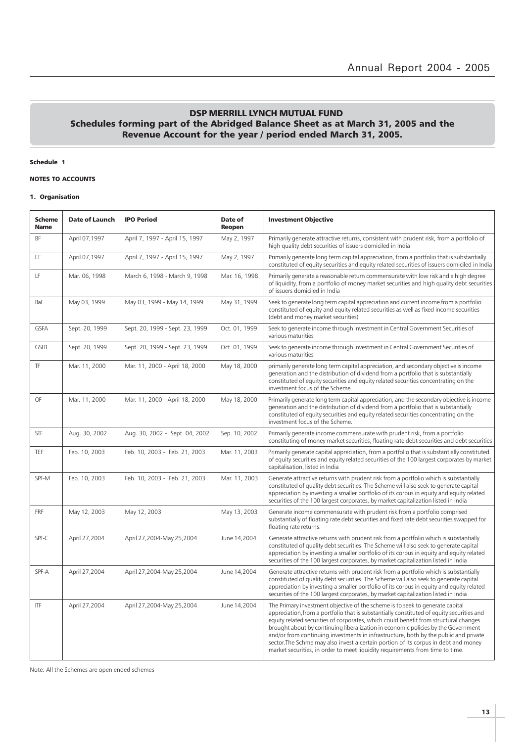# DSP MERRILL LYNCH MUTUAL FUND

## Schedules forming part of the Abridged Balance Sheet as at March 31, 2005 and the Revenue Account for the year / period ended March 31, 2005.

**Schedule 1**

**NOTES TO ACCOUNTS**

**1. Organisation**

| Scheme Name | Date of Launch | IPO Period | Date of Reopen | Investment Objective |
|---|---|---|---|---|
| BF | April 07,1997 | April 7, 1997 - April 15, 1997 | May 2, 1997 | Primarily generate attractive returns, consistent with prudent risk, from a portfolio of high quality debt securities of issuers domiciled in India |
| EF | April 07,1997 | April 7, 1997 - April 15, 1997 | May 2, 1997 | Primarily generate long term capital appreciation, from a portfolio that is substantially constituted of equity securities and equity related securities of issuers domiciled in India |
| LF | Mar. 06, 1998 | March 6, 1998 - March 9, 1998 | Mar. 16, 1998 | Primarily generate a reasonable return commensurate with low risk and a high degree of liquidity, from a portfolio of money market securities and high quality debt securities of issuers domiciled in India |
| BaF | May 03, 1999 | May 03, 1999 - May 14, 1999 | May 31, 1999 | Seek to generate long term capital appreciation and current income from a portfolio constituted of equity and equity related securities as well as fixed income securities (debt and money market securities) |
| GSFA | Sept. 20, 1999 | Sept. 20, 1999 - Sept. 23, 1999 | Oct. 01, 1999 | Seek to generate income through investment in Central Government Securities of various maturities |
| GSFB | Sept. 20, 1999 | Sept. 20, 1999 - Sept. 23, 1999 | Oct. 01, 1999 | Seek to generate income through investment in Central Government Securities of various maturities |
| TF | Mar. 11, 2000 | Mar. 11, 2000 - April 18, 2000 | May 18, 2000 | primarily generate long term capital appreciation, and secondary objective is income generation and the distribution of dividend from a portfolio that is substantially constituted of equity securities and equity related securities concentrating on the investment focus of the Scheme |
| OF | Mar. 11, 2000 | Mar. 11, 2000 - April 18, 2000 | May 18, 2000 | Primarily generate long term capital appreciation, and the secondary objective is income generation and the distribution of dividend from a portfolio that is substantially constituted of equity securities and equity related securities concentrating on the investment focus of the Scheme. |
| STF | Aug. 30, 2002 | Aug. 30, 2002 - Sept. 04, 2002 | Sep. 10, 2002 | Primarily generate income commensurate with prudent risk, from a portfolio constituting of money market securities, floating rate debt securities and debt securities |
| TEF | Feb. 10, 2003 | Feb. 10, 2003 - Feb. 21, 2003 | Mar. 11, 2003 | Primarily generate capital appreciation, from a portfolio that is substantially constituted of equity securities and equity related securities of the 100 largest corporates by market capitalisation, listed in India |
| SPF-M | Feb. 10, 2003 | Feb. 10, 2003 - Feb. 21, 2003 | Mar. 11, 2003 | Generate attractive returns with prudent risk from a portfolio which is substantially constituted of quality debt securities. The Scheme will also seek to generate capital appreciation by investing a smaller portfolio of its corpus in equity and equity related securities of the 100 largest corporates, by market capitalization listed in India |
| FRF | May 12, 2003 | May 12, 2003 | May 13, 2003 | Generate income commensurate with prudent risk from a portfolio comprised substantially of floating rate debt securities and fixed rate debt securities swapped for floating rate returns. |
| SPF-C | April 27,2004 | April 27,2004-May 25,2004 | June 14,2004 | Generate attractive returns with prudent risk from a portfolio which is substantially constituted of quality debt securities. The Scheme will also seek to generate capital appreciation by investing a smaller portfolio of its corpus in equity and equity related securities of the 100 largest corporates, by market capitalization listed in India |
| SPF-A | April 27,2004 | April 27,2004-May 25,2004 | June 14,2004 | Generate attractive returns with prudent risk from a portfolio which is substantially constituted of quality debt securities. The Scheme will also seek to generate capital appreciation by investing a smaller portfolio of its corpus in equity and equity related securities of the 100 largest corporates, by market capitalization listed in India |
| ITF | April 27,2004 | April 27,2004-May 25,2004 | June 14,2004 | The Primary investment objective of the scheme is to seek to generate capital appreciation,from a portfolio that is substantially constituted of equity securities and equity related securities of corporates, which could benefit from structural changes brought about by continuing liberalization in economic policies by the Government and/or from continuing investments in infrastructure, both by the public and private sector.The Schme may also invest a certain portion of its corpus in debt and money market securities, in order to meet liquidity requirements from time to time. |

Note: All the Schemes are open ended schemes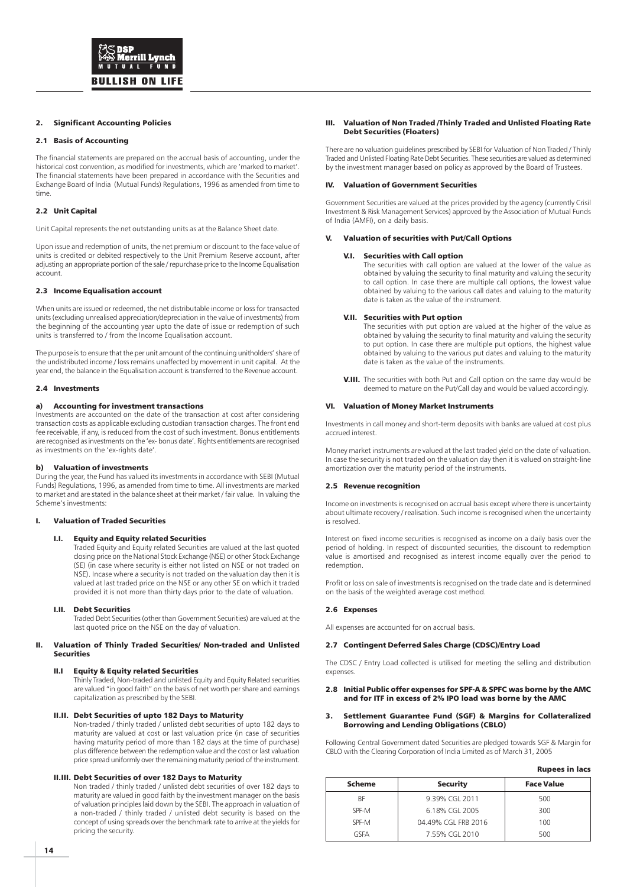## 2. Significant Accounting Policies

### 2.1 Basis of Accounting

The financial statements are prepared on the accrual basis of accounting, under the historical cost convention, as modified for investments, which are 'marked to market'. The financial statements have been prepared in accordance with the Securities and Exchange Board of India (Mutual Funds) Regulations, 1996 as amended from time to time.

### 2.2 Unit Capital

Unit Capital represents the net outstanding units as at the Balance Sheet date.

Upon issue and redemption of units, the net premium or discount to the face value of units is credited or debited respectively to the Unit Premium Reserve account, after adjusting an appropriate portion of the sale / repurchase price to the Income Equalisation account.

### 2.3 Income Equalisation account

When units are issued or redeemed, the net distributable income or loss for transacted units (excluding unrealised appreciation/depreciation in the value of investments) from the beginning of the accounting year upto the date of issue or redemption of such units is transferred to / from the Income Equalisation account.

The purpose is to ensure that the per unit amount of the continuing unitholders' share of the undistributed income / loss remains unaffected by movement in unit capital. At the year end, the balance in the Equalisation account is transferred to the Revenue account.

### 2.4 Investments

#### a) Accounting for investment transactions

Investments are accounted on the date of the transaction at cost after considering transaction costs as applicable excluding custodian transaction charges. The front end fee receivable, if any, is reduced from the cost of such investment. Bonus entitlements are recognised as investments on the 'ex- bonus date'. Rights entitlements are recognised as investments on the 'ex-rights date'.

#### b) Valuation of investments

During the year, the Fund has valued its investments in accordance with SEBI (Mutual Funds) Regulations, 1996, as amended from time to time. All investments are marked to market and are stated in the balance sheet at their market / fair value. In valuing the Scheme's investments:

#### I. Valuation of Traded Securities

**I.I. Equity and Equity related Securities**

Traded Equity and Equity related Securities are valued at the last quoted closing price on the National Stock Exchange (NSE) or other Stock Exchange (SE) (in case where security is either not listed on NSE or not traded on NSE). Incase where a security is not traded on the valuation day then it is valued at last traded price on the NSE or any other SE on which it traded provided it is not more than thirty days prior to the date of valuation.

**I.II. Debt Securities**

Traded Debt Securities (other than Government Securities) are valued at the last quoted price on the NSE on the day of valuation.

#### II. Valuation of Thinly Traded Securities/ Non-traded and Unlisted Securities

**II.I Equity & Equity related Securities**

Thinly Traded, Non-traded and unlisted Equity and Equity Related securities are valued "in good faith" on the basis of net worth per share and earnings capitalization as prescribed by the SEBI.

**II.II. Debt Securities of upto 182 Days to Maturity**

Non-traded / thinly traded / unlisted debt securities of upto 182 days to maturity are valued at cost or last valuation price (in case of securities having maturity period of more than 182 days at the time of purchase) plus difference between the redemption value and the cost or last valuation price spread uniformly over the remaining maturity period of the instrument.

**II.III. Debt Securities of over 182 Days to Maturity**

Non traded / thinly traded / unlisted debt securities of over 182 days to maturity are valued in good faith by the investment manager on the basis of valuation principles laid down by the SEBI. The approach in valuation of a non-traded / thinly traded / unlisted debt security is based on the concept of using spreads over the benchmark rate to arrive at the yields for pricing the security.

#### III. Valuation of Non Traded /Thinly Traded and Unlisted Floating Rate Debt Securities (Floaters)

There are no valuation guidelines prescribed by SEBI for Valuation of Non Traded / Thinly Traded and Unlisted Floating Rate Debt Securities. These securities are valued as determined by the investment manager based on policy as approved by the Board of Trustees.

#### IV. Valuation of Government Securities

Government Securities are valued at the prices provided by the agency (currently Crisil Investment & Risk Management Services) approved by the Association of Mutual Funds of India (AMFI), on a daily basis.

#### V. Valuation of securities with Put/Call Options

**V.I. Securities with Call option**

The securities with call option are valued at the lower of the value as obtained by valuing the security to final maturity and valuing the security to call option. In case there are multiple call options, the lowest value obtained by valuing to the various call dates and valuing to the maturity date is taken as the value of the instrument.

**V.II. Securities with Put option**

The securities with put option are valued at the higher of the value as obtained by valuing the security to final maturity and valuing the security to put option. In case there are multiple put options, the highest value obtained by valuing to the various put dates and valuing to the maturity date is taken as the value of the instruments.

**V.III.** The securities with both Put and Call option on the same day would be deemed to mature on the Put/Call day and would be valued accordingly.

#### VI. Valuation of Money Market Instruments

Investments in call money and short-term deposits with banks are valued at cost plus accrued interest.

Money market instruments are valued at the last traded yield on the date of valuation. In case the security is not traded on the valuation day then it is valued on straight-line amortization over the maturity period of the instruments.

### 2.5 Revenue recognition

Income on investments is recognised on accrual basis except where there is uncertainty about ultimate recovery / realisation. Such income is recognised when the uncertainty is resolved.

Interest on fixed income securities is recognised as income on a daily basis over the period of holding. In respect of discounted securities, the discount to redemption value is amortised and recognised as interest income equally over the period to redemption.

Profit or loss on sale of investments is recognised on the trade date and is determined on the basis of the weighted average cost method.

### 2.6 Expenses

All expenses are accounted for on accrual basis.

### 2.7 Contingent Deferred Sales Charge (CDSC)/Entry Load

The CDSC / Entry Load collected is utilised for meeting the selling and distribution expenses.

### 2.8 Initial Public offer expenses for SPF-A & SPFC was borne by the AMC and for ITF in excess of 2% IPO load was borne by the AMC

## 3. Settlement Guarantee Fund (SGF) & Margins for Collateralized Borrowing and Lending Obligations (CBLO)

Following Central Government dated Securities are pledged towards SGF & Margin for CBLO with the Clearing Corporation of India Limited as of March 31, 2005

**Rupees in lacs**

| Scheme | Security | Face Value |
|---|---|---|
| BF | 9.39% CGL 2011 | 500 |
| SPF-M | 6.18% CGL 2005 | 300 |
| SPF-M | 04.49% CGL FRB 2016 | 100 |
| GSFA | 7.55% CGL 2010 | 500 |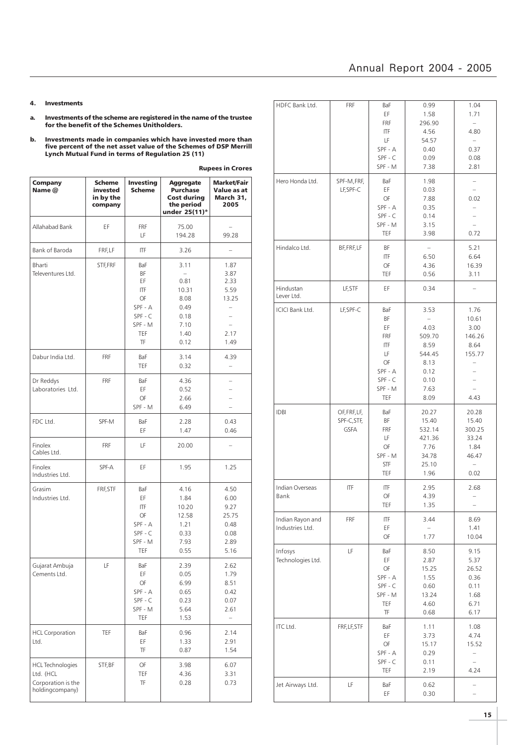## 4. Investments

**a. Investments of the scheme are registered in the name of the trustee for the benefit of the Schemes Unitholders.**

**b. Investments made in companies which have invested more than five percent of the net asset value of the Schemes of DSP Merrill Lynch Mutual Fund in terms of Regulation 25 (11)**

**Rupees in Crores**

| Company Name @ | Scheme invested in by the company | Investing Scheme | Aggregate Purchase Cost during the period under 25(11)* | Market/Fair Value as at March 31, 2005 |
|---|---|---|---|---|
| Allahabad Bank | EF | FRF | 75.00 | – |
| | | LF | 194.28 | 99.28 |
| Bank of Baroda | FRF,LF | ITF | 3.26 | – |
| Bharti Televentures Ltd. | STF,FRF | BaF | 3.11 | 1.87 |
| | | BF | – | 3.87 |
| | | EF | 0.81 | 2.33 |
| | | ITF | 10.31 | 5.59 |
| | | OF | 8.08 | 13.25 |
| | | SPF - A | 0.49 | – |
| | | SPF - C | 0.18 | – |
| | | SPF - M | 7.10 | – |
| | | TEF | 1.40 | 2.17 |
| | | TF | 0.12 | 1.49 |
| Dabur India Ltd. | FRF | BaF | 3.14 | 4.39 |
| | | TEF | 0.32 | – |
| Dr Reddys Laboratories Ltd. | FRF | BaF | 4.36 | – |
| | | EF | 0.52 | – |
| | | OF | 2.66 | – |
| | | SPF - M | 6.49 | – |
| FDC Ltd. | SPF-M | BaF | 2.28 | 0.43 |
| | | EF | 1.47 | 0.46 |
| Finolex Cables Ltd. | FRF | LF | 20.00 | – |
| Finolex Industries Ltd. | SPF-A | EF | 1.95 | 1.25 |
| Grasim Industries Ltd. | FRF,STF | BaF | 4.16 | 4.50 |
| | | EF | 1.84 | 6.00 |
| | | ITF | 10.20 | 9.27 |
| | | OF | 12.58 | 25.75 |
| | | SPF - A | 1.21 | 0.48 |
| | | SPF - C | 0.33 | 0.08 |
| | | SPF - M | 7.93 | 2.89 |
| | | TEF | 0.55 | 5.16 |
| Gujarat Ambuja Cements Ltd. | LF | BaF | 2.39 | 2.62 |
| | | EF | 0.05 | 1.79 |
| | | OF | 6.99 | 8.51 |
| | | SPF - A | 0.65 | 0.42 |
| | | SPF - C | 0.23 | 0.07 |
| | | SPF - M | 5.64 | 2.61 |
| | | TEF | 1.53 | – |
| HCL Corporation Ltd. | TEF | BaF | 0.96 | 2.14 |
| | | EF | 1.33 | 2.91 |
| | | TF | 0.87 | 1.54 |
| HCL Technologies Ltd. (HCL Corporation is the holdingcompany) | STF,BF | OF | 3.98 | 6.07 |
| | | TEF | 4.36 | 3.31 |
| | | TF | 0.28 | 0.73 |
| HDFC Bank Ltd. | FRF | BaF | 0.99 | 1.04 |
| | | EF | 1.58 | 1.71 |
| | | FRF | 296.90 | – |
| | | ITF | 4.56 | 4.80 |
| | | LF | 54.57 | – |
| | | SPF - A | 0.40 | 0.37 |
| | | SPF - C | 0.09 | 0.08 |
| | | SPF - M | 7.38 | 2.81 |
| Hero Honda Ltd. | SPF-M,FRF, LF,SPF-C | BaF | 1.98 | – |
| | | EF | 0.03 | – |
| | | OF | 7.88 | 0.02 |
| | | SPF - A | 0.35 | – |
| | | SPF - C | 0.14 | – |
| | | SPF - M | 3.15 | – |
| | | TEF | 3.98 | 0.72 |
| Hindalco Ltd. | BF,FRF,LF | BF | – | 5.21 |
| | | ITF | 6.50 | 6.64 |
| | | OF | 4.36 | 16.39 |
| | | TEF | 0.56 | 3.11 |
| Hindustan Lever Ltd. | LF,STF | EF | 0.34 | – |
| ICICI Bank Ltd. | LF,SPF-C | BaF | 3.53 | 1.76 |
| | | BF | – | 10.61 |
| | | EF | 4.03 | 3.00 |
| | | FRF | 509.70 | 146.26 |
| | | ITF | 8.59 | 8.64 |
| | | LF | 544.45 | 155.77 |
| | | OF | 8.13 | – |
| | | SPF - A | 0.12 | – |
| | | SPF - C | 0.10 | – |
| | | SPF - M | 7.63 | – |
| | | TEF | 8.09 | 4.43 |
| IDBI | OF,FRF,LF, SPF-C,STF, GSFA | BaF | 20.27 | 20.28 |
| | | BF | 15.40 | 15.40 |
| | | FRF | 532.14 | 300.25 |
| | | LF | 421.36 | 33.24 |
| | | OF | 7.76 | 1.84 |
| | | SPF - M | 34.78 | 46.47 |
| | | STF | 25.10 | – |
| | | TEF | 1.96 | 0.02 |
| Indian Overseas Bank | ITF | ITF | 2.95 | 2.68 |
| | | OF | 4.39 | – |
| | | TEF | 1.35 | – |
| Indian Rayon and Industries Ltd. | FRF | ITF | 3.44 | 8.69 |
| | | EF | – | 1.41 |
| | | OF | 1.77 | 10.04 |
| Infosys Technologies Ltd. | LF | BaF | 8.50 | 9.15 |
| | | EF | 2.87 | 5.37 |
| | | OF | 15.25 | 26.52 |
| | | SPF - A | 1.55 | 0.36 |
| | | SPF - C | 0.60 | 0.11 |
| | | SPF - M | 13.24 | 1.68 |
| | | TEF | 4.60 | 6.71 |
| | | TF | 0.68 | 6.17 |
| ITC Ltd. | FRF,LF,STF | BaF | 1.11 | 1.08 |
| | | EF | 3.73 | 4.74 |
| | | OF | 15.17 | 15.52 |
| | | SPF - A | 0.29 | – |
| | | SPF - C | 0.11 | – |
| | | TEF | 2.19 | 4.24 |
| Jet Airways Ltd. | LF | BaF | 0.62 | – |
| | | EF | 0.30 | – |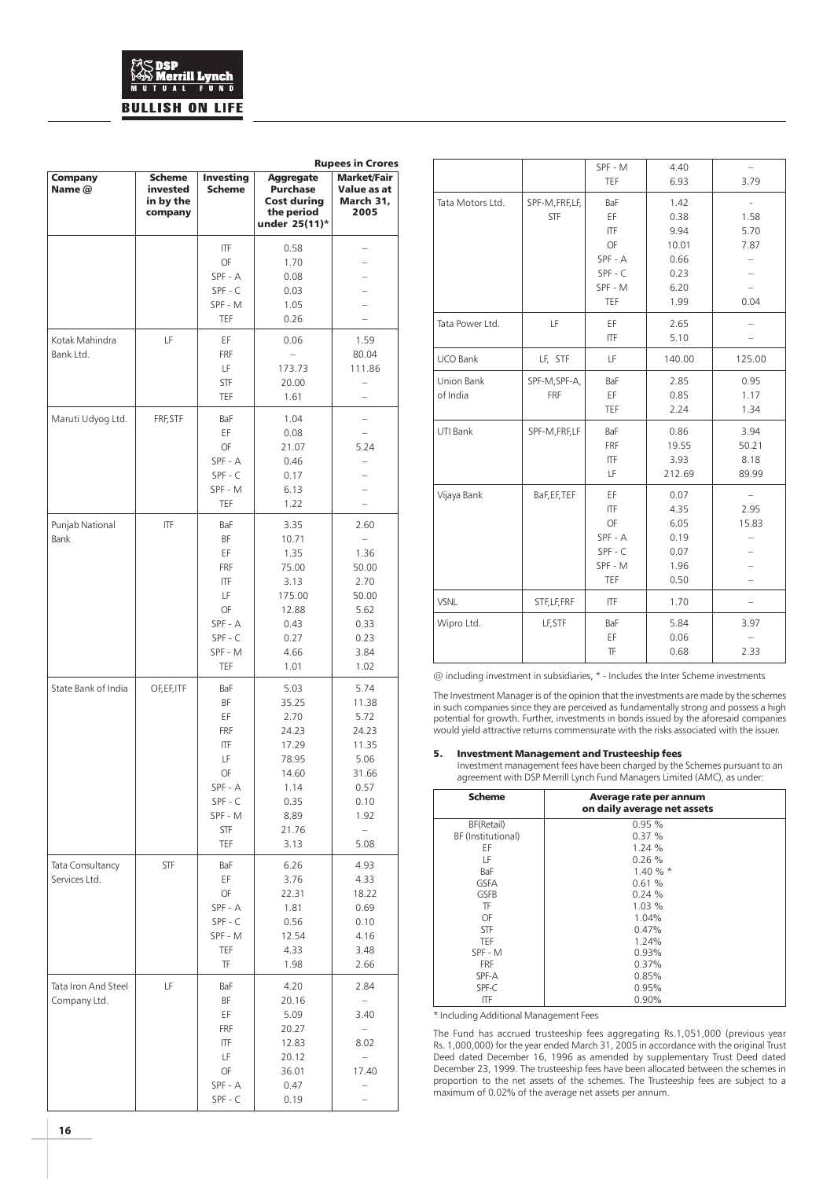Rupees in Crores

| Company Name @ | Scheme invested in by the company | Investing Scheme | Aggregate Purchase Cost during the period under 25(11)* | Market/Fair Value as at March 31, 2005 |
|---|---|---|---|---|
| | | ITF | 0.58 | – |
| | | OF | 1.70 | – |
| | | SPF - A | 0.08 | – |
| | | SPF - C | 0.03 | – |
| | | SPF - M | 1.05 | – |
| | | TEF | 0.26 | – |
| Kotak Mahindra Bank Ltd. | LF | EF | 0.06 | 1.59 |
| | | FRF | – | 80.04 |
| | | LF | 173.73 | 111.86 |
| | | STF | 20.00 | – |
| | | TEF | 1.61 | – |
| Maruti Udyog Ltd. | FRF,STF | BaF | 1.04 | – |
| | | EF | 0.08 | – |
| | | OF | 21.07 | 5.24 |
| | | SPF - A | 0.46 | – |
| | | SPF - C | 0.17 | – |
| | | SPF - M | 6.13 | – |
| | | TEF | 1.22 | – |
| Punjab National Bank | ITF | BaF | 3.35 | 2.60 |
| | | BF | 10.71 | – |
| | | EF | 1.35 | 1.36 |
| | | FRF | 75.00 | 50.00 |
| | | ITF | 3.13 | 2.70 |
| | | LF | 175.00 | 50.00 |
| | | OF | 12.88 | 5.62 |
| | | SPF - A | 0.43 | 0.33 |
| | | SPF - C | 0.27 | 0.23 |
| | | SPF - M | 4.66 | 3.84 |
| | | TEF | 1.01 | 1.02 |
| State Bank of India | OF,EF,ITF | BaF | 5.03 | 5.74 |
| | | BF | 35.25 | 11.38 |
| | | EF | 2.70 | 5.72 |
| | | FRF | 24.23 | 24.23 |
| | | ITF | 17.29 | 11.35 |
| | | LF | 78.95 | 5.06 |
| | | OF | 14.60 | 31.66 |
| | | SPF - A | 1.14 | 0.57 |
| | | SPF - C | 0.35 | 0.10 |
| | | SPF - M | 8.89 | 1.92 |
| | | STF | 21.76 | – |
| | | TEF | 3.13 | 5.08 |
| Tata Consultancy Services Ltd. | STF | BaF | 6.26 | 4.93 |
| | | EF | 3.76 | 4.33 |
| | | OF | 22.31 | 18.22 |
| | | SPF - A | 1.81 | 0.69 |
| | | SPF - C | 0.56 | 0.10 |
| | | SPF - M | 12.54 | 4.16 |
| | | TEF | 4.33 | 3.48 |
| | | TF | 1.98 | 2.66 |
| Tata Iron And Steel Company Ltd. | LF | BaF | 4.20 | 2.84 |
| | | BF | 20.16 | – |
| | | EF | 5.09 | 3.40 |
| | | FRF | 20.27 | – |
| | | ITF | 12.83 | 8.02 |
| | | LF | 20.12 | – |
| | | OF | 36.01 | 17.40 |
| | | SPF - A | 0.47 | – |
| | | SPF - C | 0.19 | – |
| | | SPF - M | 4.40 | – |
| | | TEF | 6.93 | 3.79 |
| Tata Motors Ltd. | SPF-M,FRF,LF, STF | BaF | 1.42 | - |
| | | EF | 0.38 | 1.58 |
| | | ITF | 9.94 | 5.70 |
| | | OF | 10.01 | 7.87 |
| | | SPF - A | 0.66 | – |
| | | SPF - C | 0.23 | – |
| | | SPF - M | 6.20 | – |
| | | TEF | 1.99 | 0.04 |
| Tata Power Ltd. | LF | EF | 2.65 | – |
| | | ITF | 5.10 | – |
| UCO Bank | LF, STF | LF | 140.00 | 125.00 |
| Union Bank of India | SPF-M,SPF-A, FRF | BaF | 2.85 | 0.95 |
| | | EF | 0.85 | 1.17 |
| | | TEF | 2.24 | 1.34 |
| UTI Bank | SPF-M,FRF,LF | BaF | 0.86 | 3.94 |
| | | FRF | 19.55 | 50.21 |
| | | ITF | 3.93 | 8.18 |
| | | LF | 212.69 | 89.99 |
| Vijaya Bank | BaF,EF,TEF | EF | 0.07 | – |
| | | ITF | 4.35 | 2.95 |
| | | OF | 6.05 | 15.83 |
| | | SPF - A | 0.19 | – |
| | | SPF - C | 0.07 | – |
| | | SPF - M | 1.96 | – |
| | | TEF | 0.50 | – |
| VSNL | STF,LF,FRF | ITF | 1.70 | – |
| Wipro Ltd. | LF,STF | BaF | 5.84 | 3.97 |
| | | EF | 0.06 | – |
| | | TF | 0.68 | 2.33 |

@ including investment in subsidiaries, * - Includes the Inter Scheme investments

The Investment Manager is of the opinion that the investments are made by the schemes in such companies since they are perceived as fundamentally strong and possess a high potential for growth. Further, investments in bonds issued by the aforesaid companies would yield attractive returns commensurate with the risks associated with the issuer.

### 5. Investment Management and Trusteeship fees

Investment management fees have been charged by the Schemes pursuant to an agreement with DSP Merrill Lynch Fund Managers Limited (AMC), as under:

| Scheme | Average rate per annum on daily average net assets |
|---|---|
| BF(Retail) | 0.95 % |
| BF (Institutional) | 0.37 % |
| EF | 1.24 % |
| LF | 0.26 % |
| BaF | 1.40 % * |
| GSFA | 0.61 % |
| GSFB | 0.24 % |
| TF | 1.03 % |
| OF | 1.04% |
| STF | 0.47% |
| TEF | 1.24% |
| SPF - M | 0.93% |
| FRF | 0.37% |
| SPF-A | 0.85% |
| SPF-C | 0.95% |
| ITF | 0.90% |

* Including Additional Management Fees

The Fund has accrued trusteeship fees aggregating Rs.1,051,000 (previous year Rs. 1,000,000) for the year ended March 31, 2005 in accordance with the original Trust Deed dated December 16, 1996 as amended by supplementary Trust Deed dated December 23, 1999. The trusteeship fees have been allocated between the schemes in proportion to the net assets of the schemes. The Trusteeship fees are subject to a maximum of 0.02% of the average net assets per annum.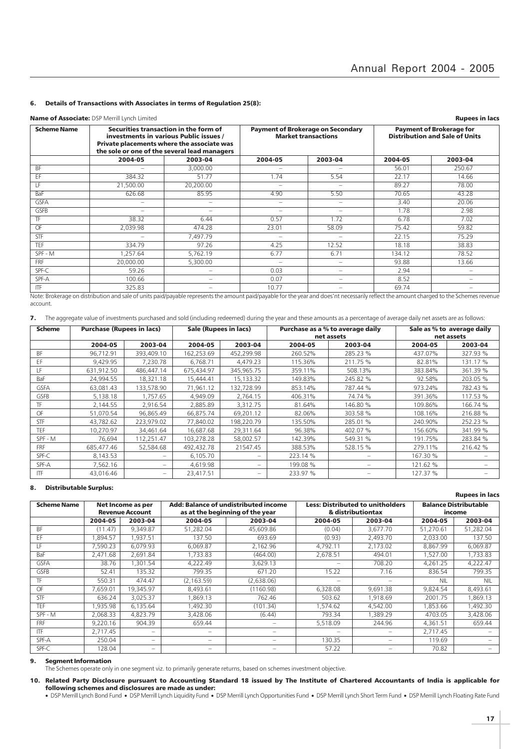### 6. Details of Transactions with Associates in terms of Regulation 25(8):

**Name of Associate:** DSP Merrill Lynch Limited

**Rupees in lacs**

| Scheme Name | Securities transaction in the form of investments in various Public issues / Private placements where the associate was the sole or one of the several lead managers | | Payment of Brokerage on Secondary Market transactions | | Payment of Brokerage for Distribution and Sale of Units | |
|---|---|---|---|---|---|---|
| | 2004-05 | 2003-04 | 2004-05 | 2003-04 | 2004-05 | 2003-04 |
| BF | – | 3,000.00 | – | – | 56.01 | 250.67 |
| EF | 384.32 | 51.77 | 1.74 | 5.54 | 22.17 | 14.66 |
| LF | 21,500.00 | 20,200.00 | – | – | 89.27 | 78.00 |
| BaF | 626.68 | 85.95 | 4.90 | 5.50 | 70.65 | 43.28 |
| GSFA | – | – | – | – | 3.40 | 20.06 |
| GSFB | – | – | – | – | 1.78 | 2.98 |
| TF | 38.32 | 6.44 | 0.57 | 1.72 | 6.78 | 7.02 |
| OF | 2,039.98 | 474.28 | 23.01 | 58.09 | 75.42 | 59.82 |
| STF | – | 7,497.79 | – | – | 22.15 | 75.29 |
| TEF | 334.79 | 97.26 | 4.25 | 12.52 | 18.18 | 38.83 |
| SPF - M | 1,257.64 | 5,762.19 | 6.77 | 6.71 | 134.12 | 78.52 |
| FRF | 20,000.00 | 5,300.00 | – | – | 93.88 | 13.66 |
| SPF-C | 59.26 | – | 0.03 | – | 2.94 | – |
| SPF-A | 100.66 | – | 0.07 | – | 8.52 | – |
| ITF | 325.83 | – | 10.77 | – | 69.74 | – |

Note: Brokerage on distribution and sale of units paid/payable represents the amount paid/payable for the year and does'nt necessarily reflect the amount charged to the Schemes revenue account.

**7.** The aggregate value of investments purchased and sold (including redeemed) during the year and these amounts as a percentage of average daily net assets are as follows:

| Scheme | Purchase (Rupees in lacs) | | Sale (Rupees in lacs) | | Purchase as a % to average daily net assets | | Sale as % to average daily net assets | |
|---|---|---|---|---|---|---|---|---|
| | 2004-05 | 2003-04 | 2004-05 | 2003-04 | 2004-05 | 2003-04 | 2004-05 | 2003-04 |
| BF | 96,712.91 | 393,409.10 | 162,253.69 | 452,299.98 | 260.52% | 285.23 % | 437.07% | 327.93 % |
| EF | 9,429.95 | 7,230.78 | 6,768.71 | 4,479.23 | 115.36% | 211.75 % | 82.81% | 131.17 % |
| LF | 631,912.50 | 486,447.14 | 675,434.97 | 345,965.75 | 359.11% | 508.13% | 383.84% | 361.39 % |
| BaF | 24,994.55 | 18,321.18 | 15,444.41 | 15,133.32 | 149.83% | 245.82 % | 92.58% | 203.05 % |
| GSFA | 63,081.43 | 133,578.90 | 71,961.12 | 132,728.99 | 853.14% | 787.44 % | 973.24% | 782.43 % |
| GSFB | 5,138.18 | 1,757.65 | 4,949.09 | 2,764.15 | 406.31% | 74.74 % | 391.36% | 117.53 % |
| TF | 2,144.55 | 2,916.54 | 2,885.89 | 3,312.75 | 81.64% | 146.80 % | 109.86% | 166.74 % |
| OF | 51,070.54 | 96,865.49 | 66,875.74 | 69,201.12 | 82.06% | 303.58 % | 108.16% | 216.88 % |
| STF | 43,782.62 | 223,979.02 | 77,840.02 | 198,220.79 | 135.50% | 285.01 % | 240.90% | 252.23 % |
| TEF | 10,270.97 | 34,461.64 | 16,687.68 | 29,311.64 | 96.38% | 402.07 % | 156.60% | 341.99 % |
| SPF - M | 76,694 | 112,251.47 | 103,278.28 | 58,002.57 | 142.39% | 549.31 % | 191.75% | 283.84 % |
| FRF | 685,477.46 | 52,584.68 | 492,432.78 | 21547.45 | 388.53% | 528.15 % | 279.11% | 216.42 % |
| SPF-C | 8,143.53 | – | 6,105.70 | – | 223.14 % | – | 167.30 % | – |
| SPF-A | 7,562.16 | – | 4,619.98 | – | 199.08 % | – | 121.62 % | – |
| ITF | 43,016.46 | – | 23,417.51 | – | 233.97 % | – | 127.37 % | – |

### 8. Distributable Surplus:

**Rupees in lacs**

| Scheme Name | Net Income as per Revenue Account | | Add: Balance of undistributed income as at the beginning of the year | | Less: Distributed to unitholders & distributiontax | | Balance Distributable income | |
|---|---|---|---|---|---|---|---|---|
| | 2004-05 | 2003-04 | 2004-05 | 2003-04 | 2004-05 | 2003-04 | 2004-05 | 2003-04 |
| BF | (11.47) | 9,349.87 | 51,282.04 | 45,609.86 | (0.04) | 3,677.70 | 51,270.61 | 51,282.04 |
| EF | 1,894.57 | 1,937.51 | 137.50 | 693.69 | (0.93) | 2,493.70 | 2,033.00 | 137.50 |
| LF | 7,590.23 | 6,079.93 | 6,069.87 | 2,162.96 | 4,792.11 | 2,173.02 | 8,867.99 | 6,069.87 |
| BaF | 2,471.68 | 2,691.84 | 1,733.83 | (464.00) | 2,678.51 | 494.01 | 1,527.00 | 1,733.83 |
| GSFA | 38.76 | 1,301.54 | 4,222.49 | 3,629.13 | – | 708.20 | 4,261.25 | 4,222.47 |
| GSFB | 52.41 | 135.32 | 799.35 | 671.20 | 15.22 | 7.16 | 836.54 | 799.35 |
| TF | 550.31 | 474.47 | (2,163.59) | (2,638.06) | – | – | NIL | NIL |
| OF | 7,659.01 | 19,345.97 | 8,493.61 | (1160.98) | 6,328.08 | 9,691.38 | 9,824.54 | 8,493.61 |
| STF | 636.24 | 3,025.37 | 1,869.13 | 762.46 | 503.62 | 1,918.69 | 2001.75 | 1,869.13 |
| TEF | 1,935.98 | 6,135.64 | 1,492.30 | (101.34) | 1,574.62 | 4,542.00 | 1,853.66 | 1,492.30 |
| SPF - M | 2,068.33 | 4,823.79 | 3,428.06 | (6.44) | 793.34 | 1,389.29 | 4703.05 | 3,428.06 |
| FRF | 9,220.16 | 904.39 | 659.44 | – | 5,518.09 | 244.96 | 4,361.51 | 659.44 |
| ITF | 2,717.45 | – | – | – | – | – | 2,717.45 | – |
| SPF-A | 250.04 | – | – | – | 130.35 | – | 119.69 | – |
| SPF-C | 128.04 | – | – | – | 57.22 | – | 70.82 | – |

### 9. Segment Information

The Schemes operate only in one segment viz. to primarily generate returns, based on schemes investment objective.

### 10. Related Party Disclosure pursuant to Accounting Standard 18 issued by The Institute of Chartered Accountants of India is applicable for following schemes and disclosures are made as under:

• DSP Merrill Lynch Bond Fund • DSP Merrill Lynch Liquidity Fund • DSP Merrill Lynch Opportunities Fund • DSP Merrill Lynch Short Term Fund • DSP Merrill Lynch Floating Rate Fund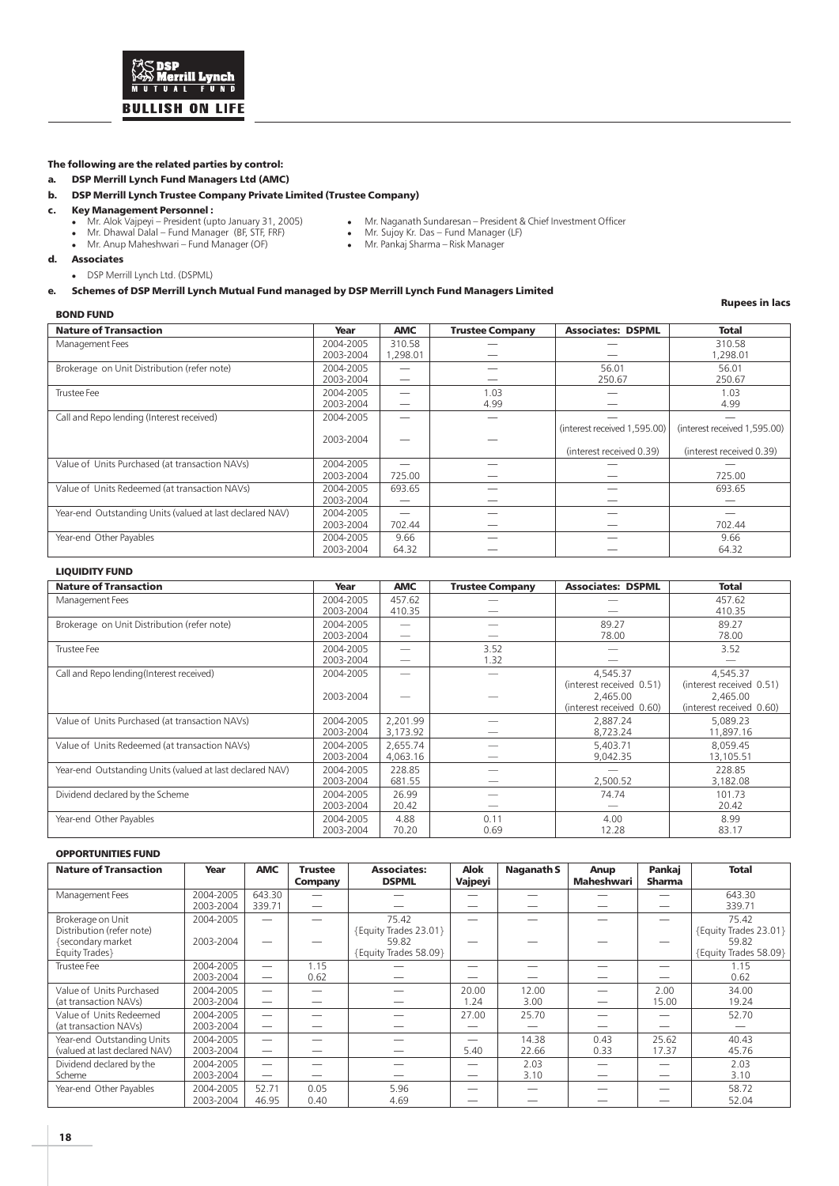**The following are the related parties by control:**

**a. DSP Merrill Lynch Fund Managers Ltd (AMC)**

**b. DSP Merrill Lynch Trustee Company Private Limited (Trustee Company)**

**c. Key Management Personnel :**

- Mr. Alok Vajpeyi – President (upto January 31, 2005)
- Mr. Dhawal Dalal – Fund Manager (BF, STF, FRF)
- Mr. Anup Maheshwari – Fund Manager (OF)
- Mr. Naganath Sundaresan – President & Chief Investment Officer
- Mr. Sujoy Kr. Das – Fund Manager (LF)
- Mr. Pankaj Sharma – Risk Manager

**d. Associates**

- DSP Merrill Lynch Ltd. (DSPML)

**e. Schemes of DSP Merrill Lynch Mutual Fund managed by DSP Merrill Lynch Fund Managers Limited**

**Rupees in lacs**

**BOND FUND**

| Nature of Transaction | Year | AMC | Trustee Company | Associates: DSPML | Total |
|---|---|---|---|---|---|
| Management Fees | 2004-2005<br>2003-2004 | 310.58<br>1,298.01 | —<br>— | —<br>— | 310.58<br>1,298.01 |
| Brokerage on Unit Distribution (refer note) | 2004-2005<br>2003-2004 | —<br>— | —<br>— | 56.01<br>250.67 | 56.01<br>250.67 |
| Trustee Fee | 2004-2005<br>2003-2004 | —<br>— | 1.03<br>4.99 | —<br>— | 1.03<br>4.99 |
| Call and Repo lending (Interest received) | 2004-2005<br>2003-2004 | —<br>— | —<br>— | —<br>(interest received 1,595.00)<br>(interest received 0.39) | —<br>(interest received 1,595.00)<br>(interest received 0.39) |
| Value of Units Purchased (at transaction NAVs) | 2004-2005<br>2003-2004 | —<br>725.00 | —<br>— | —<br>— | —<br>725.00 |
| Value of Units Redeemed (at transaction NAVs) | 2004-2005<br>2003-2004 | 693.65<br>— | —<br>— | —<br>— | 693.65<br>— |
| Year-end Outstanding Units (valued at last declared NAV) | 2004-2005<br>2003-2004 | —<br>702.44 | —<br>— | —<br>— | —<br>702.44 |
| Year-end Other Payables | 2004-2005<br>2003-2004 | 9.66<br>64.32 | —<br>— | —<br>— | 9.66<br>64.32 |

**LIQUIDITY FUND**

| Nature of Transaction | Year | AMC | Trustee Company | Associates: DSPML | Total |
|---|---|---|---|---|---|
| Management Fees | 2004-2005<br>2003-2004 | 457.62<br>410.35 | —<br>— | —<br>— | 457.62<br>410.35 |
| Brokerage on Unit Distribution (refer note) | 2004-2005<br>2003-2004 | —<br>— | —<br>— | 89.27<br>78.00 | 89.27<br>78.00 |
| Trustee Fee | 2004-2005<br>2003-2004 | —<br>— | 3.52<br>1.32 | —<br>— | 3.52<br>— |
| Call and Repo lending(Interest received) | 2004-2005<br>2003-2004 | —<br>— | —<br>— | 4,545.37<br>(interest received 0.51)<br>2,465.00<br>(interest received 0.60) | 4,545.37<br>(interest received 0.51)<br>2,465.00<br>(interest received 0.60) |
| Value of Units Purchased (at transaction NAVs) | 2004-2005<br>2003-2004 | 2,201.99<br>3,173.92 | —<br>— | 2,887.24<br>8,723.24 | 5,089.23<br>11,897.16 |
| Value of Units Redeemed (at transaction NAVs) | 2004-2005<br>2003-2004 | 2,655.74<br>4,063.16 | —<br>— | 5,403.71<br>9,042.35 | 8,059.45<br>13,105.51 |
| Year-end Outstanding Units (valued at last declared NAV) | 2004-2005<br>2003-2004 | 228.85<br>681.55 | —<br>— | —<br>2,500.52 | 228.85<br>3,182.08 |
| Dividend declared by the Scheme | 2004-2005<br>2003-2004 | 26.99<br>20.42 | —<br>— | 74.74<br>— | 101.73<br>20.42 |
| Year-end Other Payables | 2004-2005<br>2003-2004 | 4.88<br>70.20 | 0.11<br>0.69 | 4.00<br>12.28 | 8.99<br>83.17 |

**OPPORTUNITIES FUND**

| Nature of Transaction | Year | AMC | Trustee Company | Associates: DSPML | Alok Vajpeyi | Naganath S | Anup Maheshwari | Pankaj Sharma | Total |
|---|---|---|---|---|---|---|---|---|---|
| Management Fees | 2004-2005<br>2003-2004 | 643.30<br>339.71 | —<br>— | —<br>— | —<br>— | —<br>— | —<br>— | —<br>— | 643.30<br>339.71 |
| Brokerage on Unit Distribution (refer note) {secondary market Equity Trades} | 2004-2005<br>2003-2004 | —<br>— | —<br>— | 75.42<br>{Equity Trades 23.01}<br>59.82<br>{Equity Trades 58.09} | —<br>— | —<br>— | —<br>— | —<br>— | 75.42<br>{Equity Trades 23.01}<br>59.82<br>{Equity Trades 58.09} |
| Trustee Fee | 2004-2005<br>2003-2004 | —<br>— | 1.15<br>0.62 | —<br>— | —<br>— | —<br>— | —<br>— | —<br>— | 1.15<br>0.62 |
| Value of Units Purchased (at transaction NAVs) | 2004-2005<br>2003-2004 | —<br>— | —<br>— | —<br>— | 20.00<br>1.24 | 12.00<br>3.00 | —<br>— | 2.00<br>15.00 | 34.00<br>19.24 |
| Value of Units Redeemed (at transaction NAVs) | 2004-2005<br>2003-2004 | —<br>— | —<br>— | —<br>— | 27.00<br>— | 25.70<br>— | —<br>— | —<br>— | 52.70<br>— |
| Year-end Outstanding Units (valued at last declared NAV) | 2004-2005<br>2003-2004 | —<br>— | —<br>— | —<br>— | —<br>5.40 | 14.38<br>22.66 | 0.43<br>0.33 | 25.62<br>17.37 | 40.43<br>45.76 |
| Dividend declared by the Scheme | 2004-2005<br>2003-2004 | —<br>— | —<br>— | —<br>— | —<br>— | 2.03<br>3.10 | —<br>— | —<br>— | 2.03<br>3.10 |
| Year-end Other Payables | 2004-2005<br>2003-2004 | 52.71<br>46.95 | 0.05<br>0.40 | 5.96<br>4.69 | —<br>— | —<br>— | —<br>— | —<br>— | 58.72<br>52.04 |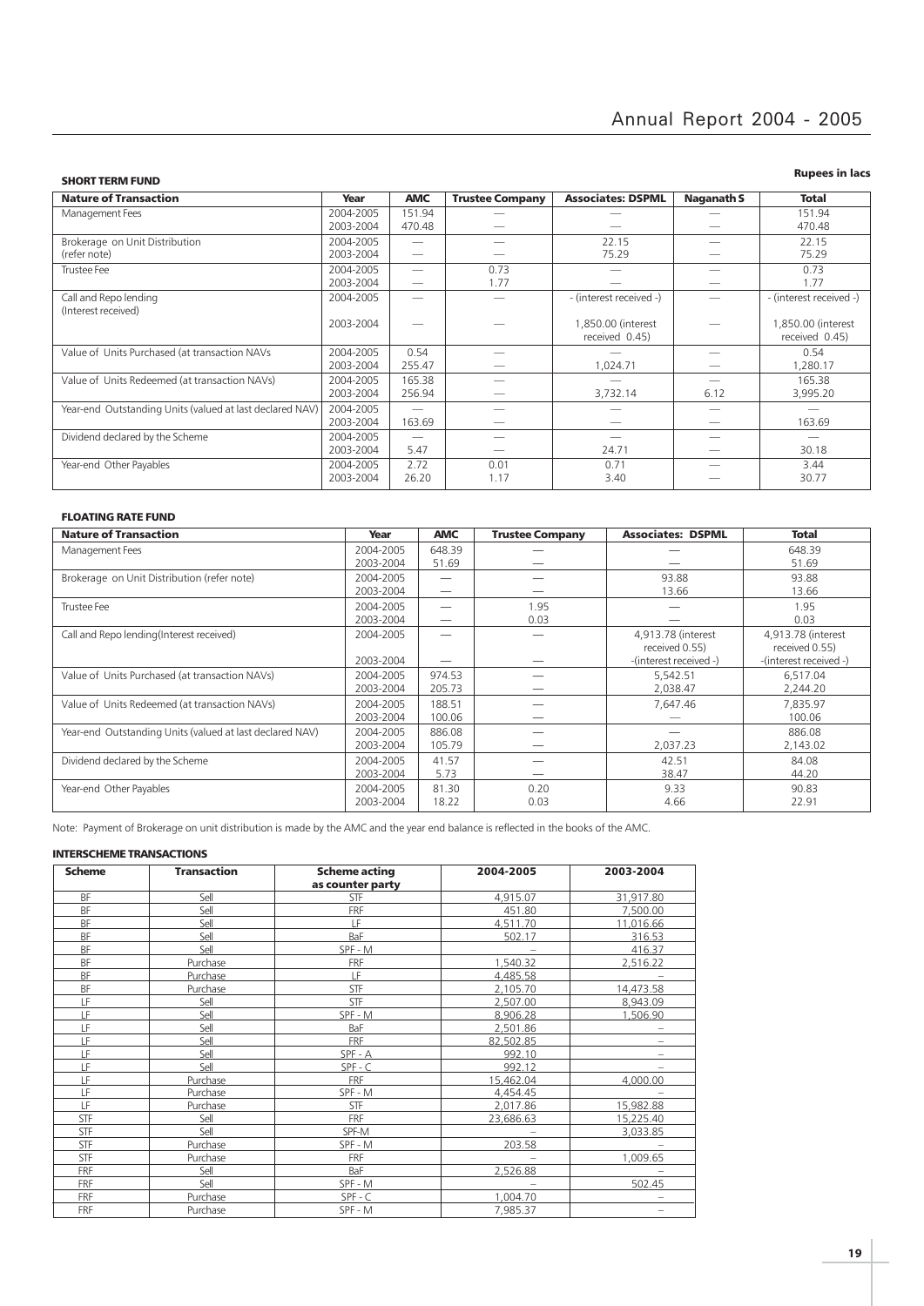**SHORT TERM FUND**

**Rupees in lacs**

| Nature of Transaction | Year | AMC | Trustee Company | Associates: DSPML | Naganath S | Total |
|---|---|---|---|---|---|---|
| Management Fees | 2004-2005<br>2003-2004 | 151.94<br>470.48 | —<br>— | —<br>— | —<br>— | 151.94<br>470.48 |
| Brokerage on Unit Distribution (refer note) | 2004-2005<br>2003-2004 | —<br>— | —<br>— | 22.15<br>75.29 | —<br>— | 22.15<br>75.29 |
| Trustee Fee | 2004-2005<br>2003-2004 | —<br>— | 0.73<br>1.77 | —<br>— | —<br>— | 0.73<br>1.77 |
| Call and Repo lending (Interest received) | 2004-2005<br>2003-2004 | —<br>— | —<br>— | - (interest received -)<br>1,850.00 (interest received 0.45) | —<br>— | - (interest received -)<br>1,850.00 (interest received 0.45) |
| Value of Units Purchased (at transaction NAVs | 2004-2005<br>2003-2004 | 0.54<br>255.47 | —<br>— | —<br>1,024.71 | —<br>— | 0.54<br>1,280.17 |
| Value of Units Redeemed (at transaction NAVs) | 2004-2005<br>2003-2004 | 165.38<br>256.94 | —<br>— | —<br>3,732.14 | —<br>6.12 | 165.38<br>3,995.20 |
| Year-end Outstanding Units (valued at last declared NAV) | 2004-2005<br>2003-2004 | —<br>163.69 | —<br>— | —<br>— | —<br>— | —<br>163.69 |
| Dividend declared by the Scheme | 2004-2005<br>2003-2004 | —<br>5.47 | —<br>— | —<br>24.71 | —<br>— | —<br>30.18 |
| Year-end Other Payables | 2004-2005<br>2003-2004 | 2.72<br>26.20 | 0.01<br>1.17 | 0.71<br>3.40 | —<br>— | 3.44<br>30.77 |

**FLOATING RATE FUND**

| Nature of Transaction | Year | AMC | Trustee Company | Associates: DSPML | Total |
|---|---|---|---|---|---|
| Management Fees | 2004-2005<br>2003-2004 | 648.39<br>51.69 | —<br>— | —<br>— | 648.39<br>51.69 |
| Brokerage on Unit Distribution (refer note) | 2004-2005<br>2003-2004 | —<br>— | —<br>— | 93.88<br>13.66 | 93.88<br>13.66 |
| Trustee Fee | 2004-2005<br>2003-2004 | —<br>— | 1.95<br>0.03 | —<br>— | 1.95<br>0.03 |
| Call and Repo lending(Interest received) | 2004-2005<br>2003-2004 | —<br>— | —<br>— | 4,913.78 (interest received 0.55)<br>-(interest received -) | 4,913.78 (interest received 0.55)<br>-(interest received -) |
| Value of Units Purchased (at transaction NAVs) | 2004-2005<br>2003-2004 | 974.53<br>205.73 | —<br>— | 5,542.51<br>2,038.47 | 6,517.04<br>2,244.20 |
| Value of Units Redeemed (at transaction NAVs) | 2004-2005<br>2003-2004 | 188.51<br>100.06 | —<br>— | 7,647.46<br>— | 7,835.97<br>100.06 |
| Year-end Outstanding Units (valued at last declared NAV) | 2004-2005<br>2003-2004 | 886.08<br>105.79 | —<br>— | —<br>2,037.23 | 886.08<br>2,143.02 |
| Dividend declared by the Scheme | 2004-2005<br>2003-2004 | 41.57<br>5.73 | —<br>— | 42.51<br>38.47 | 84.08<br>44.20 |
| Year-end Other Payables | 2004-2005<br>2003-2004 | 81.30<br>18.22 | 0.20<br>0.03 | 9.33<br>4.66 | 90.83<br>22.91 |

Note: Payment of Brokerage on unit distribution is made by the AMC and the year end balance is reflected in the books of the AMC.

**INTERSCHEME TRANSACTIONS**

| Scheme | Transaction | Scheme acting as counter party | 2004-2005 | 2003-2004 |
|---|---|---|---|---|
| BF | Sell | STF | 4,915.07 | 31,917.80 |
| BF | Sell | FRF | 451.80 | 7,500.00 |
| BF | Sell | LF | 4,511.70 | 11,016.66 |
| BF | Sell | BaF | 502.17 | 316.53 |
| BF | Sell | SPF - M | – | 416.37 |
| BF | Purchase | FRF | 1,540.32 | 2,516.22 |
| BF | Purchase | LF | 4,485.58 | – |
| BF | Purchase | STF | 2,105.70 | 14,473.58 |
| LF | Sell | STF | 2,507.00 | 8,943.09 |
| LF | Sell | SPF - M | 8,906.28 | 1,506.90 |
| LF | Sell | BaF | 2,501.86 | – |
| LF | Sell | FRF | 82,502.85 | – |
| LF | Sell | SPF - A | 992.10 | – |
| LF | Sell | SPF - C | 992.12 | – |
| LF | Purchase | FRF | 15,462.04 | 4,000.00 |
| LF | Purchase | SPF - M | 4,454.45 | – |
| LF | Purchase | STF | 2,017.86 | 15,982.88 |
| STF | Sell | FRF | 23,686.63 | 15,225.40 |
| STF | Sell | SPF-M | – | 3,033.85 |
| STF | Purchase | SPF - M | 203.58 | – |
| STF | Purchase | FRF | – | 1,009.65 |
| FRF | Sell | BaF | 2,526.88 | – |
| FRF | Sell | SPF - M | – | 502.45 |
| FRF | Purchase | SPF - C | 1,004.70 | – |
| FRF | Purchase | SPF - M | 7,985.37 | – |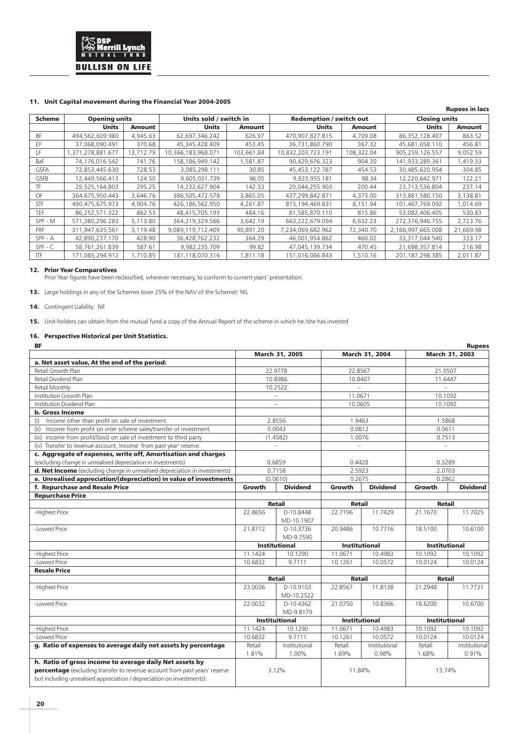## 11. Unit Capital movement during the Financial Year 2004-2005

Rupees in lacs

| Scheme | Opening units | | Units sold / switch in | | Redemption / switch out | | Closing units | |
|---|---|---|---|---|---|---|---|---|
| | Units | Amount | Units | Amount | Units | Amount | Units | Amount |
| BF | 494,562,609.980 | 4,945.63 | 62,697,346.242 | 626.97 | 470,907,827.815 | 4,709.08 | 86,352,128.407 | 863.52 |
| EF | 37,068,090.491 | 370.68 | 45,345,428.409 | 453.45 | 36,731,860.790 | 367.32 | 45,681,658.110 | 456.81 |
| LF | 1,371,278,881.677 | 13,712.79 | 10,366,183,968.071 | 103,661.84 | 10,832,203,723.191 | 108,322.04 | 905,259,126.557 | 9,052.59 |
| BaF | 74,176,016.542 | 741.76 | 158,186,949.142 | 1,581.87 | 90,429,676.323 | 904.30 | 141,933,289.361 | 1,419.33 |
| GSFA | 72,853,445.630 | 728.53 | 3,085,298.111 | 30.85 | 45,453,122.787 | 454.53 | 30,485,620.954 | 304.85 |
| GSFB | 12,449,566.413 | 124.50 | 9,605,031.739 | 96.05 | 9,833,955.181 | 98.34 | 12,220,642.971 | 122.21 |
| TF | 29,525,164.803 | 295.25 | 14,232,627.904 | 142.33 | 20,044,255.903 | 200.44 | 23,713,536.804 | 237.14 |
| OF | 364,675,950.443 | 3,646.76 | 386,505,472.578 | 3,865.05 | 437,299,842.871 | 4,373.00 | 313,881,580.150 | 3,138.81 |
| STF | 490,475,675.973 | 4,904.76 | 426,186,562.950 | 4,261.87 | 815,194,469.831 | 8,151.94 | 101,467,769.092 | 1,014.69 |
| TEF | 86,252,571.322 | 862.53 | 48,415,705.193 | 484.16 | 81,585,870.110 | 815.86 | 53,082,406.405 | 530.83 |
| SPF - M | 571,380,296.283 | 5,713.80 | 364,219,329.566 | 3,642.19 | 663,222,679.094 | 6,632.23 | 272,376,946.755 | 2,723.76 |
| FRF | 311,947,635.561 | 3,119.48 | 9,089,119,712.409 | 90,891.20 | 7,234,069,682.962 | 72,340.70 | 2,166,997,665.008 | 21,669.98 |
| SPF - A | 42,890,237.170 | 428.90 | 36,428,762.232 | 364.29 | 46,001,954.862 | 460.02 | 33,317,044.540 | 333.17 |
| SPF - C | 58,761,261.839 | 587.61 | 9,982,235.709 | 99.82 | 47,045,139.734 | 470.45 | 21,698,357.814 | 216.98 |
| ITF | 171,085,294.912 | 1,710.85 | 181,118,070.316 | 1,811.18 | 151,016,066.843 | 1,510.16 | 201,187,298.385 | 2,011.87 |

## 12. Prior Year Comparatives

Prior Year figures have been reclassified, wherever necessary, to conform to current years' presentation.

**13.** Large holdings in any of the Schemes (over 25% of the NAV of the Scheme): NIL

**14.** Contingent Liability: Nil

**15.** Unit-holders can obtain from the mutual fund a copy of the Annual Report of the scheme in which he /she has invested

## 16. Perspective Historical per Unit Statistics.

**BF**

Rupees

| | March 31, 2005 | | March 31, 2004 | | March 31, 2003 | |
|---|---|---|---|---|---|---|
| **a. Net asset value, At the end of the period:** | | | | | | |
| Retail Growth Plan | 22.9778 | | 22.8567 | | 21.0507 | |
| Retail Dividend Plan | 10.8986 | | 10.8407 | | 11.6447 | |
| Retail Monthly | 10.2522 | | – | | – | |
| Institution Growth Plan | – | | 11.0671 | | 10.1092 | |
| Institution Dividend Plan | – | | 10.0605 | | 10.1092 | |
| **b. Gross Income** | | | | | | |
| (i) Income other than profit on sale of investment. | 2.8556 | | 1.9463 | | 1.5868 | |
| (ii) Income from profit on inter scheme sales/transfer of investment. | 0.0043 | | 0.0812 | | 0.0611 | |
| (iii) Income from profit/(loss) on sale of investment to third party | (1.4582) | | 1.0076 | | 0.7513 | |
| (iv) Transfer to revenue account, Income from past year' reserve. | – | | – | | – | |
| **c. Aggregate of expenses, write off, Amortisation and charges** (excluding change in unrealised depreciation in investments) | 0.6859 | | 0.4428 | | 0.3289 | |
| **d. Net Income** (excluding change in unrealised depreciation in investments) | 0.7158 | | 2.5923 | | 2.0703 | |
| **e. Unrealised appreciation/(depreciation) in value of investments** | (0.0610) | | 0.2675 | | 0.2862 | |
| **f. Repurchase and Resale Price** | **Growth** | **Dividend** | **Growth** | **Dividend** | **Growth** | **Dividend** |
| **Repurchase Price** | | | | | | |
| | **Retail** | | **Retail** | | **Retail** | |
| -Highest Price | 22.8656 | D-10.8448 MD-10.1907 | 22.7196 | 11.7429 | 21.1670 | 11.7025 |
| -Lowest Price | 21.8712 | D-10.3736 MD-9.7590 | 20.9486 | 10.7716 | 18.5100 | 10.6100 |
| | **Institutional** | | **Institutional** | | **Institutional** | |
| -Highest Price | 11.1424 | 10.1290 | 11.0671 | 10.4983 | 10.1092 | 10.1092 |
| -Lowest Price | 10.6832 | 9.7111 | 10.1261 | 10.0572 | 10.0124 | 10.0124 |
| **Resale Price** | | | | | | |
| | **Retail** | | **Retail** | | **Retail** | |
| -Highest Price | 23.0036 | D-10.9103 MD-10.2522 | 22.8567 | 11.8138 | 21.2948 | 11.7731 |
| -Lowest Price | 22.0032 | D-10.4362 MD-9.8179 | 21.0750 | 10.8366 | 18.6200 | 10.6700 |
| | **Instituitional** | | **Institutional** | | **Institutional** | |
| -Highest Price | 11.1424 | 10.1290 | 11.0671 | 10.4983 | 10.1092 | 10.1092 |
| -Lowest Price | 10.6832 | 9.7111 | 10.1261 | 10.0572 | 10.0124 | 10.0124 |
| **g. Ratio of expenses to average daily net assets by percentage** | Retail: 1.81% | Institutional 1.00% | Retail: 1.69% | Institutional 0.98% | Retail: 1.68% | Institutional 0.91% |
| **h. Ratio of gross income to average daily Net assets by percentage** (excluding transfer to revenue account from past years' reserve but including unrealised appreciation / depreciation on investments). | 3.12% | | 11.84% | | 13.74% | |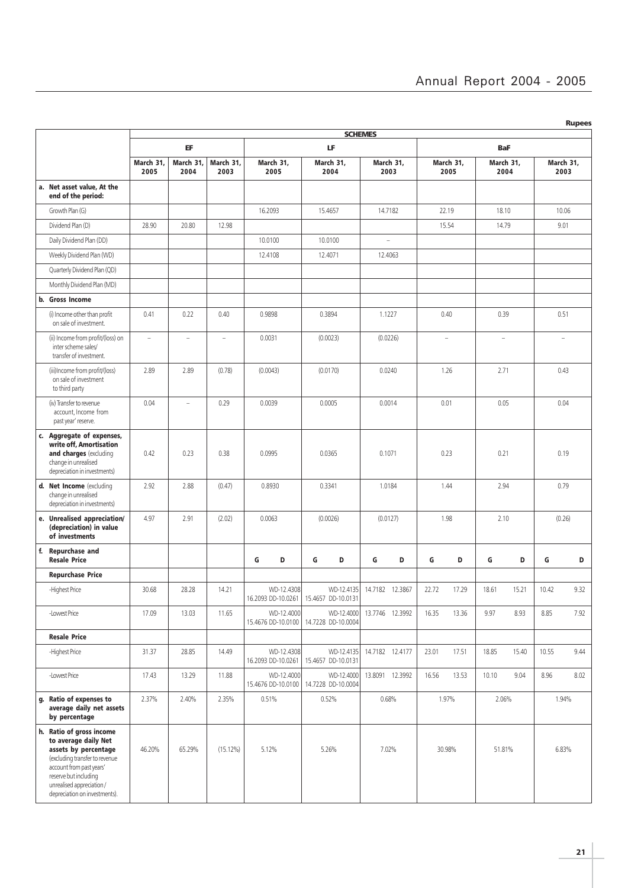Rupees

| | SCHEMES | | | | | | | | |
|---|---|---|---|---|---|---|---|---|---|
| | EF | | | LF | | | BaF | | |
| | March 31, 2005 | March 31, 2004 | March 31, 2003 | March 31, 2005 | March 31, 2004 | March 31, 2003 | March 31, 2005 | March 31, 2004 | March 31, 2003 |
| **a. Net asset value, At the end of the period:** | | | | | | | | | |
| Growth Plan (G) | | | | 16.2093 | 15.4657 | 14.7182 | 22.19 | 18.10 | 10.06 |
| Dividend Plan (D) | 28.90 | 20.80 | 12.98 | | | | 15.54 | 14.79 | 9.01 |
| Daily Dividend Plan (DD) | | | | 10.0100 | 10.0100 | – | | | |
| Weekly Dividend Plan (WD) | | | | 12.4108 | 12.4071 | 12.4063 | | | |
| Quarterly Dividend Plan (QD) | | | | | | | | | |
| Monthly Dividend Plan (MD) | | | | | | | | | |
| **b. Gross Income** | | | | | | | | | |
| (i) Income other than profit on sale of investment. | 0.41 | 0.22 | 0.40 | 0.9898 | 0.3894 | 1.1227 | 0.40 | 0.39 | 0.51 |
| (ii) Income from profit/(loss) on inter scheme sales/ transfer of investment. | – | – | – | 0.0031 | (0.0023) | (0.0226) | – | – | – |
| (iii)Income from profit/(loss) on sale of investment to third party | 2.89 | 2.89 | (0.78) | (0.0043) | (0.0170) | 0.0240 | 1.26 | 2.71 | 0.43 |
| (iv) Transfer to revenue account, Income from past year' reserve. | 0.04 | – | 0.29 | 0.0039 | 0.0005 | 0.0014 | 0.01 | 0.05 | 0.04 |
| **c. Aggregate of expenses, write off, Amortisation and charges** (excluding change in unrealised depreciation in investments) | 0.42 | 0.23 | 0.38 | 0.0995 | 0.0365 | 0.1071 | 0.23 | 0.21 | 0.19 |
| **d. Net Income** (excluding change in unrealised depreciation in investments) | 2.92 | 2.88 | (0.47) | 0.8930 | 0.3341 | 1.0184 | 1.44 | 2.94 | 0.79 |
| **e. Unrealised appreciation/ (depreciation) in value of investments** | 4.97 | 2.91 | (2.02) | 0.0063 | (0.0026) | (0.0127) | 1.98 | 2.10 | (0.26) |
| **f. Repurchase and Resale Price** | | | | G D | G D | G D | G D | G D | G D |
| **Repurchase Price** | | | | | | | | | |
| -Highest Price | 30.68 | 28.28 | 14.21 | WD-12.4308 16.2093 DD-10.0261 | WD-12.4135 15.4657 DD-10.0131 | 14.7182 12.3867 | 22.72 17.29 | 18.61 15.21 | 10.42 9.32 |
| -Lowest Price | 17.09 | 13.03 | 11.65 | WD-12.4000 15.4676 DD-10.0100 | WD-12.4000 14.7228 DD-10.0004 | 13.7746 12.3992 | 16.35 13.36 | 9.97 8.93 | 8.85 7.92 |
| **Resale Price** | | | | | | | | | |
| -Highest Price | 31.37 | 28.85 | 14.49 | WD-12.4308 16.2093 DD-10.0261 | WD-12.4135 15.4657 DD-10.0131 | 14.7182 12.4177 | 23.01 17.51 | 18.85 15.40 | 10.55 9.44 |
| -Lowest Price | 17.43 | 13.29 | 11.88 | WD-12.4000 15.4676 DD-10.0100 | WD-12.4000 14.7228 DD-10.0004 | 13.8091 12.3992 | 16.56 13.53 | 10.10 9.04 | 8.96 8.02 |
| **g. Ratio of expenses to average daily net assets by percentage** | 2.37% | 2.40% | 2.35% | 0.51% | 0.52% | 0.68% | 1.97% | 2.06% | 1.94% |
| **h. Ratio of gross income to average daily Net assets by percentage** (excluding transfer to revenue account from past years' reserve but including unrealised appreciation / depreciation on investments). | 46.20% | 65.29% | (15.12%) | 5.12% | 5.26% | 7.02% | 30.98% | 51.81% | 6.83% |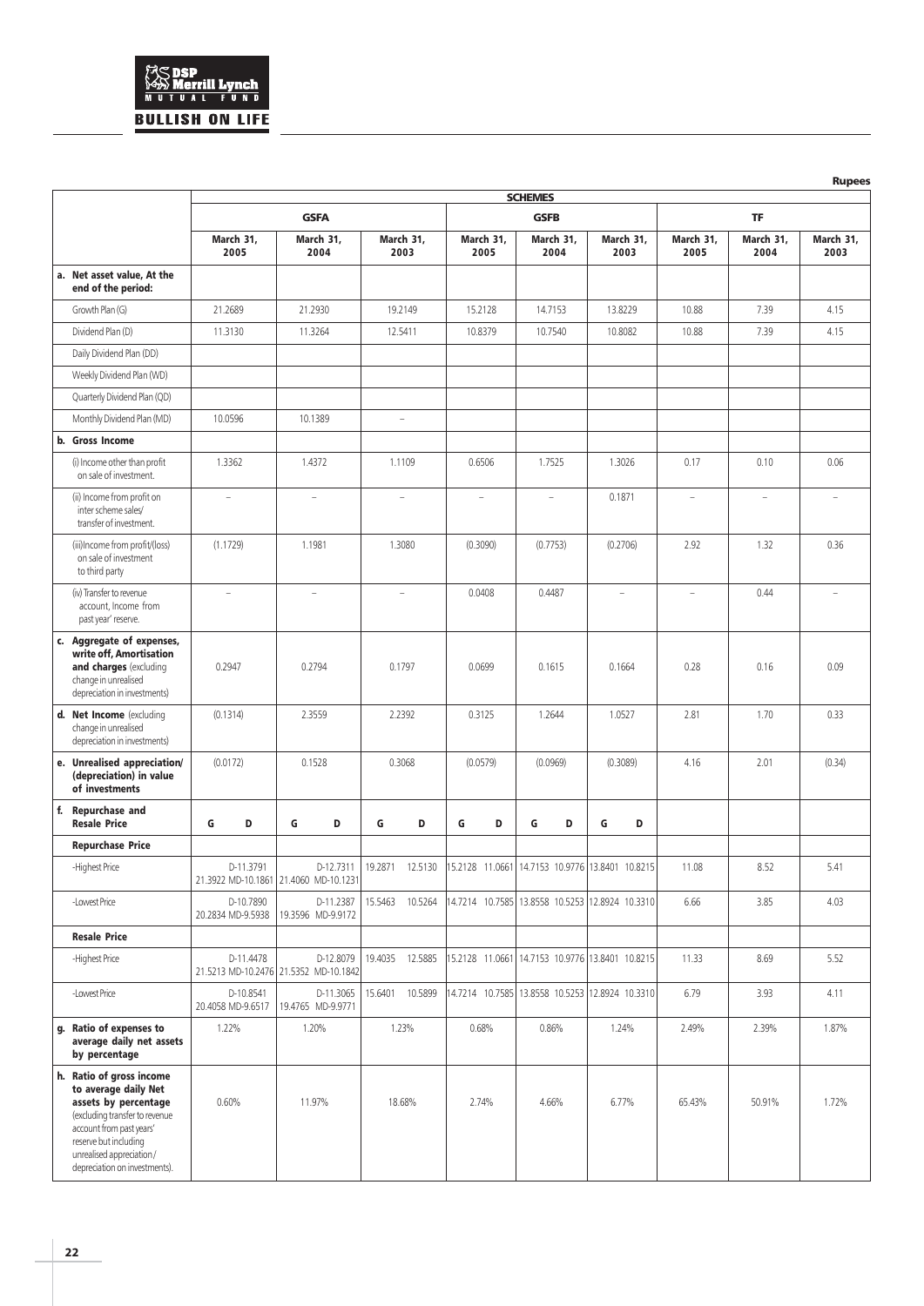Rupees

| | SCHEMES | | | | | | | | |
|---|---|---|---|---|---|---|---|---|---|
| | GSFA | | | GSFB | | | TF | | |
| | March 31, 2005 | March 31, 2004 | March 31, 2003 | March 31, 2005 | March 31, 2004 | March 31, 2003 | March 31, 2005 | March 31, 2004 | March 31, 2003 |
| **a. Net asset value, At the end of the period:** | | | | | | | | | |
| Growth Plan (G) | 21.2689 | 21.2930 | 19.2149 | 15.2128 | 14.7153 | 13.8229 | 10.88 | 7.39 | 4.15 |
| Dividend Plan (D) | 11.3130 | 11.3264 | 12.5411 | 10.8379 | 10.7540 | 10.8082 | 10.88 | 7.39 | 4.15 |
| Daily Dividend Plan (DD) | | | | | | | | | |
| Weekly Dividend Plan (WD) | | | | | | | | | |
| Quarterly Dividend Plan (QD) | | | | | | | | | |
| Monthly Dividend Plan (MD) | 10.0596 | 10.1389 | – | | | | | | |
| **b. Gross Income** | | | | | | | | | |
| (i) Income other than profit on sale of investment. | 1.3362 | 1.4372 | 1.1109 | 0.6506 | 1.7525 | 1.3026 | 0.17 | 0.10 | 0.06 |
| (ii) Income from profit on inter scheme sales/ transfer of investment. | – | – | – | – | – | 0.1871 | – | – | – |
| (iii)Income from profit/(loss) on sale of investment to third party | (1.1729) | 1.1981 | 1.3080 | (0.3090) | (0.7753) | (0.2706) | 2.92 | 1.32 | 0.36 |
| (iv) Transfer to revenue account, Income from past year' reserve. | – | – | – | 0.0408 | 0.4487 | – | – | 0.44 | – |
| **c. Aggregate of expenses, write off, Amortisation and charges** (excluding change in unrealised depreciation in investments) | 0.2947 | 0.2794 | 0.1797 | 0.0699 | 0.1615 | 0.1664 | 0.28 | 0.16 | 0.09 |
| **d. Net Income** (excluding change in unrealised depreciation in investments) | (0.1314) | 2.3559 | 2.2392 | 0.3125 | 1.2644 | 1.0527 | 2.81 | 1.70 | 0.33 |
| **e. Unrealised appreciation/ (depreciation) in value of investments** | (0.0172) | 0.1528 | 0.3068 | (0.0579) | (0.0969) | (0.3089) | 4.16 | 2.01 | (0.34) |
| **f. Repurchase and Resale Price** | G D | G D | G D | G D | G D | G D | | | |
| **Repurchase Price** | | | | | | | | | |
| -Highest Price | 21.3922 D-11.3791 MD-10.1861 | 21.4060 D-12.7311 MD-10.1231 | 19.2871 12.5130 | 15.2128 11.0661 | 14.7153 10.9776 | 13.8401 10.8215 | 11.08 | 8.52 | 5.41 |
| -Lowest Price | 20.2834 D-10.7890 MD-9.5938 | 19.3596 D-11.2387 MD-9.9172 | 15.5463 10.5264 | 14.7214 10.7585 | 13.8558 10.5253 | 12.8924 10.3310 | 6.66 | 3.85 | 4.03 |
| **Resale Price** | | | | | | | | | |
| -Highest Price | 21.5213 D-11.4478 MD-10.2476 | 21.5352 D-12.8079 MD-10.1842 | 19.4035 12.5885 | 15.2128 11.0661 | 14.7153 10.9776 | 13.8401 10.8215 | 11.33 | 8.69 | 5.52 |
| -Lowest Price | 20.4058 D-10.8541 MD-9.6517 | 19.4765 D-11.3065 MD-9.9771 | 15.6401 10.5899 | 14.7214 10.7585 | 13.8558 10.5253 | 12.8924 10.3310 | 6.79 | 3.93 | 4.11 |
| **g. Ratio of expenses to average daily net assets by percentage** | 1.22% | 1.20% | 1.23% | 0.68% | 0.86% | 1.24% | 2.49% | 2.39% | 1.87% |
| **h. Ratio of gross income to average daily Net assets by percentage** (excluding transfer to revenue account from past years' reserve but including unrealised appreciation / depreciation on investments). | 0.60% | 11.97% | 18.68% | 2.74% | 4.66% | 6.77% | 65.43% | 50.91% | 1.72% |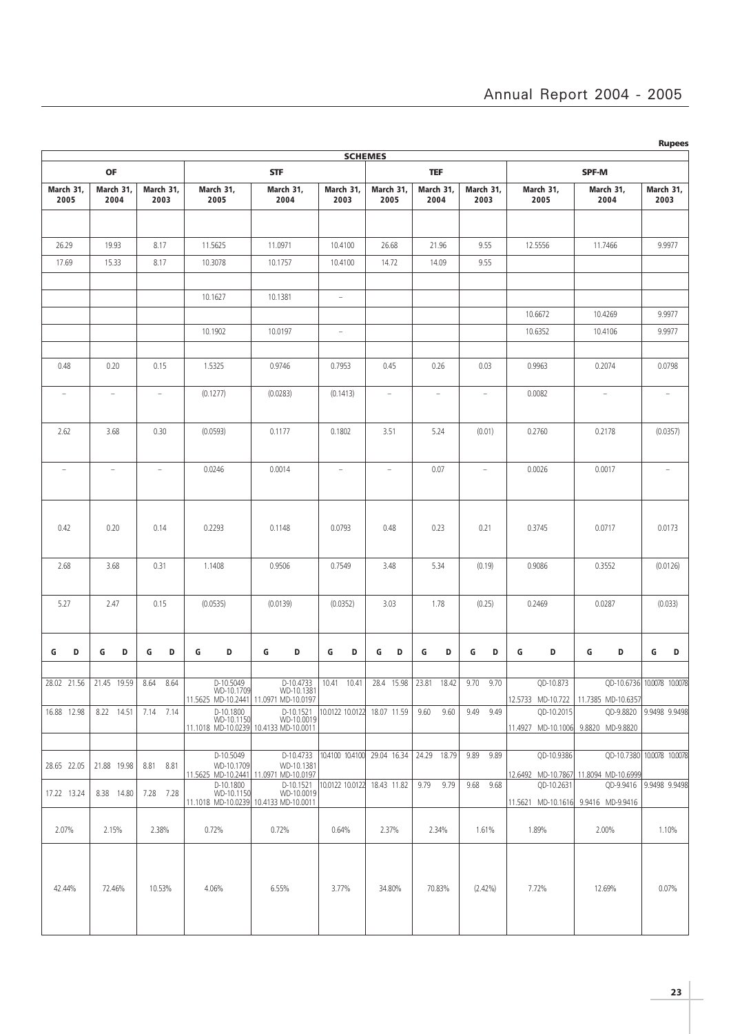**Rupees**

| SCHEMES | | | | | | | | | | | |
|---|---|---|---|---|---|---|---|---|---|---|---|
| OF | | | STF | | | TEF | | | SPF-M | | |
| March 31, 2005 | March 31, 2004 | March 31, 2003 | March 31, 2005 | March 31, 2004 | March 31, 2003 | March 31, 2005 | March 31, 2004 | March 31, 2003 | March 31, 2005 | March 31, 2004 | March 31, 2003 |
| | | | | | | | | | | | |
| 26.29 | 19.93 | 8.17 | 11.5625 | 11.0971 | 10.4100 | 26.68 | 21.96 | 9.55 | 12.5556 | 11.7466 | 9.9977 |
| 17.69 | 15.33 | 8.17 | 10.3078 | 10.1757 | 10.4100 | 14.72 | 14.09 | 9.55 | | | |
| | | | | | | | | | | | |
| | | | 10.1627 | 10.1381 | – | | | | | | |
| | | | | | | | | | 10.6672 | 10.4269 | 9.9977 |
| | | | 10.1902 | 10.0197 | – | | | | 10.6352 | 10.4106 | 9.9977 |
| | | | | | | | | | | | |
| 0.48 | 0.20 | 0.15 | 1.5325 | 0.9746 | 0.7953 | 0.45 | 0.26 | 0.03 | 0.9963 | 0.2074 | 0.0798 |
| – | – | – | (0.1277) | (0.0283) | (0.1413) | – | – | – | 0.0082 | – | – |
| 2.62 | 3.68 | 0.30 | (0.0593) | 0.1177 | 0.1802 | 3.51 | 5.24 | (0.01) | 0.2760 | 0.2178 | (0.0357) |
| – | – | – | 0.0246 | 0.0014 | – | – | 0.07 | – | 0.0026 | 0.0017 | – |
| 0.42 | 0.20 | 0.14 | 0.2293 | 0.1148 | 0.0793 | 0.48 | 0.23 | 0.21 | 0.3745 | 0.0717 | 0.0173 |
| 2.68 | 3.68 | 0.31 | 1.1408 | 0.9506 | 0.7549 | 3.48 | 5.34 | (0.19) | 0.9086 | 0.3552 | (0.0126) |
| 5.27 | 2.47 | 0.15 | (0.0535) | (0.0139) | (0.0352) | 3.03 | 1.78 | (0.25) | 0.2469 | 0.0287 | (0.033) |
| G D | G D | G D | G D | G D | G D | G D | G D | G D | G D | G D | G D |
| | | | | | | | | | | | |
| 28.02 21.56 | 21.45 19.59 | 8.64 8.64 | D-10.5049 WD-10.1709 11.5625 MD-10.2441 | D-10.4733 WD-10.1381 11.0971 MD-10.0197 | 10.41 10.41 | 28.4 15.98 | 23.81 18.42 | 9.70 9.70 | QD-10.873 12.5733 MD-10.722 | QD-10.6736 11.7385 MD-10.6357 | 10.0078 10.0078 |
| 16.88 12.98 | 8.22 14.51 | 7.14 7.14 | D-10.1800 WD-10.1150 11.1018 MD-10.0239 | D-10.1521 WD-10.0019 10.4133 MD-10.0011 | 10.0122 10.0122 | 18.07 11.59 | 9.60 9.60 | 9.49 9.49 | QD-10.2015 11.4927 MD-10.1006 | QD-9.8820 9.8820 MD-9.8820 | 9.9498 9.9498 |
| | | | | | | | | | | | |
| 28.65 22.05 | 21.88 19.98 | 8.81 8.81 | D-10.5049 WD-10.1709 11.5625 MD-10.2441 | D-10.4733 WD-10.1381 11.0971 MD-10.0197 | 104100 10.4100 | 29.04 16.34 | 24.29 18.79 | 9.89 9.89 | QD-10.9386 12.6492 MD-10.7867 | QD-10.7380 11.8094 MD-10.6999 | 10.0078 10.0078 |
| 17.22 13.24 | 8.38 14.80 | 7.28 7.28 | D-10.1800 WD-10.1150 11.1018 MD-10.0239 | D-10.1521 WD-10.0019 10.4133 MD-10.0011 | 10.0122 10.0122 | 18.43 11.82 | 9.79 9.79 | 9.68 9.68 | QD-10.2631 11.5621 MD-10.1616 | QD-9.9416 9.9416 MD-9.9416 | 9.9498 9.9498 |
| 2.07% | 2.15% | 2.38% | 0.72% | 0.72% | 0.64% | 2.37% | 2.34% | 1.61% | 1.89% | 2.00% | 1.10% |
| 42.44% | 72.46% | 10.53% | 4.06% | 6.55% | 3.77% | 34.80% | 70.83% | (2.42%) | 7.72% | 12.69% | 0.07% |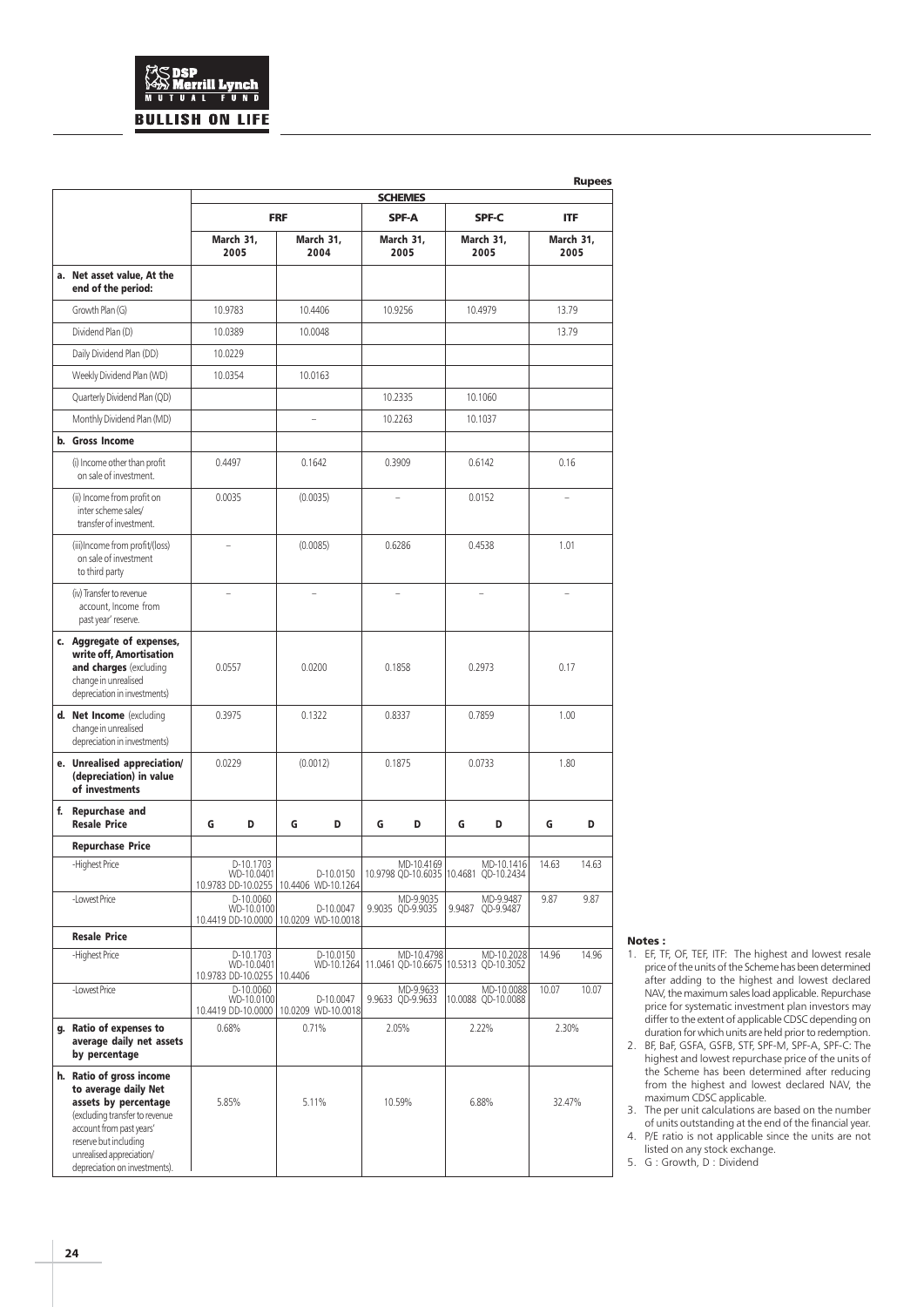Rupees

| | SCHEMES | | | | | | | | | |
|---|---|---|---|---|---|---|---|---|---|---|
| | FRF | | | | SPF-A | | SPF-C | | ITF | |
| | March 31, 2005 | | March 31, 2004 | | March 31, 2005 | | March 31, 2005 | | March 31, 2005 | |
| **a. Net asset value, At the end of the period:** | | | | | | | | | | |
| Growth Plan (G) | 10.9783 | | 10.4406 | | 10.9256 | | 10.4979 | | 13.79 | |
| Dividend Plan (D) | 10.0389 | | 10.0048 | | | | | | 13.79 | |
| Daily Dividend Plan (DD) | 10.0229 | | | | | | | | | |
| Weekly Dividend Plan (WD) | 10.0354 | | 10.0163 | | | | | | | |
| Quarterly Dividend Plan (QD) | | | | | 10.2335 | | 10.1060 | | | |
| Monthly Dividend Plan (MD) | | | – | | 10.2263 | | 10.1037 | | | |
| **b. Gross Income** | | | | | | | | | | |
| (i) Income other than profit on sale of investment. | 0.4497 | | 0.1642 | | 0.3909 | | 0.6142 | | 0.16 | |
| (ii) Income from profit on inter scheme sales/ transfer of investment. | 0.0035 | | (0.0035) | | – | | 0.0152 | | – | |
| (iii)Income from profit/(loss) on sale of investment to third party | – | | (0.0085) | | 0.6286 | | 0.4538 | | 1.01 | |
| (iv) Transfer to revenue account, Income from past year' reserve. | – | | – | | – | | – | | – | |
| **c. Aggregate of expenses, write off, Amortisation and charges** (excluding change in unrealised depreciation in investments) | 0.0557 | | 0.0200 | | 0.1858 | | 0.2973 | | 0.17 | |
| **d. Net Income** (excluding change in unrealised depreciation in investments) | 0.3975 | | 0.1322 | | 0.8337 | | 0.7859 | | 1.00 | |
| **e. Unrealised appreciation/ (depreciation) in value of investments** | 0.0229 | | (0.0012) | | 0.1875 | | 0.0733 | | 1.80 | |
| **f. Repurchase and Resale Price** | G | D | G | D | G | D | G | D | G | D |
| **Repurchase Price** | | | | | | | | | | |
| -Highest Price | 10.9783 | D-10.1703 WD-10.0401 DD-10.0255 | 10.4406 | D-10.0150 WD-10.1264 | 10.9798 | MD-10.4169 QD-10.6035 | 10.4681 | MD-10.1416 QD-10.2434 | 14.63 | 14.63 |
| -Lowest Price | 10.4419 | D-10.0060 WD-10.0100 DD-10.0000 | 10.0209 | D-10.0047 WD-10.0018 | 9.9035 | MD-9.9035 QD-9.9035 | 9.9487 | MD-9.9487 QD-9.9487 | 9.87 | 9.87 |
| **Resale Price** | | | | | | | | | | |
| -Highest Price | 10.9783 | D-10.1703 WD-10.0401 DD-10.0255 | 10.4406 | D-10.0150 WD-10.1264 | 11.0461 | MD-10.4798 QD-10.6675 | 10.5313 | MD-10.2028 QD-10.3052 | 14.96 | 14.96 |
| -Lowest Price | 10.4419 | D-10.0060 WD-10.0100 DD-10.0000 | 10.0209 | D-10.0047 WD-10.0018 | 9.9633 | MD-9.9633 QD-9.9633 | 10.0088 | MD-10.0088 QD-10.0088 | 10.07 | 10.07 |
| **g. Ratio of expenses to average daily net assets by percentage** | 0.68% | | 0.71% | | 2.05% | | 2.22% | | 2.30% | |
| **h. Ratio of gross income to average daily Net assets by percentage** (excluding transfer to revenue account from past years' reserve but including unrealised appreciation/ depreciation on investments). | 5.85% | | 5.11% | | 10.59% | | 6.88% | | 32.47% | |

**Notes :**

1. EF, TF, OF, TEF, ITF: The highest and lowest resale price of the units of the Scheme has been determined after adding to the highest and lowest declared NAV, the maximum sales load applicable. Repurchase price for systematic investment plan investors may differ to the extent of applicable CDSC depending on duration for which units are held prior to redemption.
2. BF, BaF, GSFA, GSFB, STF, SPF-M, SPF-A, SPF-C: The highest and lowest repurchase price of the units of the Scheme has been determined after reducing from the highest and lowest declared NAV, the maximum CDSC applicable.
3. The per unit calculations are based on the number of units outstanding at the end of the financial year.
4. P/E ratio is not applicable since the units are not listed on any stock exchange.
5. G : Growth, D : Dividend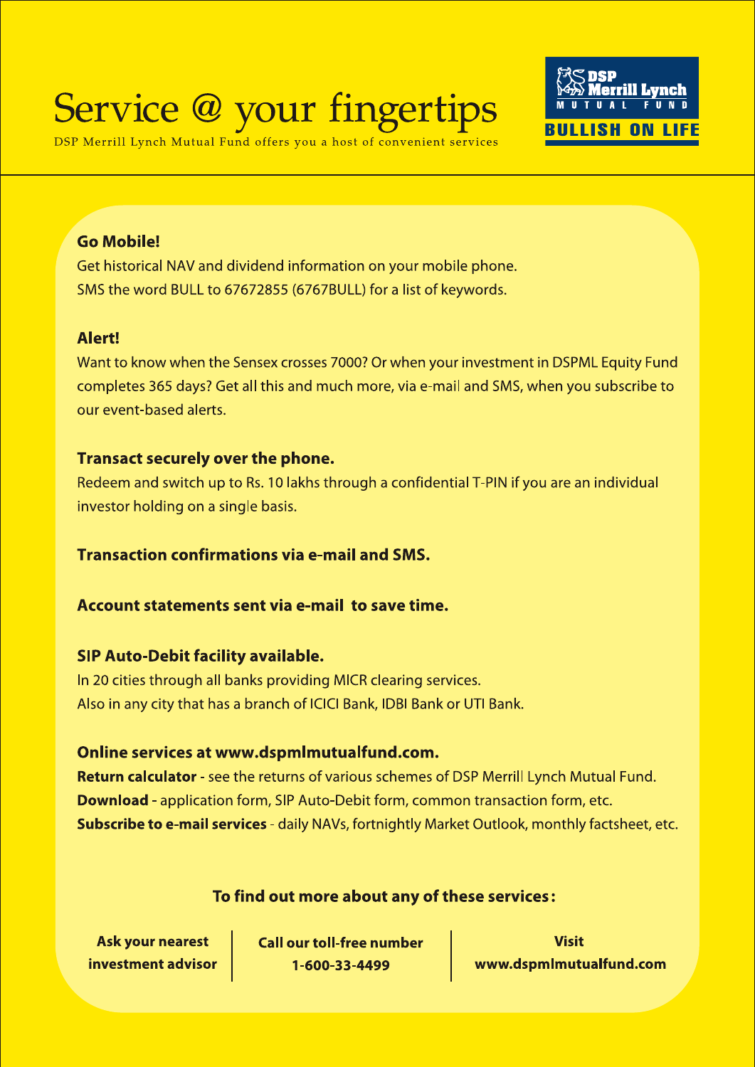# Service @ your fingertips

DSP Merrill Lynch Mutual Fund offers you a host of convenient services

DSP Merrill Lynch MUTUAL FUND BULLISH ON LIFE

### Go Mobile!

Get historical NAV and dividend information on your mobile phone.
SMS the word BULL to 67672855 (6767BULL) for a list of keywords.

### Alert!

Want to know when the Sensex crosses 7000? Or when your investment in DSPML Equity Fund completes 365 days? Get all this and much more, via e-mail and SMS, when you subscribe to our event-based alerts.

### Transact securely over the phone.

Redeem and switch up to Rs. 10 lakhs through a confidential T-PIN if you are an individual investor holding on a single basis.

### Transaction confirmations via e-mail and SMS.

### Account statements sent via e-mail to save time.

### SIP Auto-Debit facility available.

In 20 cities through all banks providing MICR clearing services.
Also in any city that has a branch of ICICI Bank, IDBI Bank or UTI Bank.

### Online services at www.dspmlmutualfund.com.

**Return calculator** - see the returns of various schemes of DSP Merrill Lynch Mutual Fund.
**Download** - application form, SIP Auto-Debit form, common transaction form, etc.
**Subscribe to e-mail services** - daily NAVs, fortnightly Market Outlook, monthly factsheet, etc.

**To find out more about any of these services:**

**Ask your nearest investment advisor** | **Call our toll-free number 1-600-33-4499** | **Visit www.dspmlmutualfund.com**